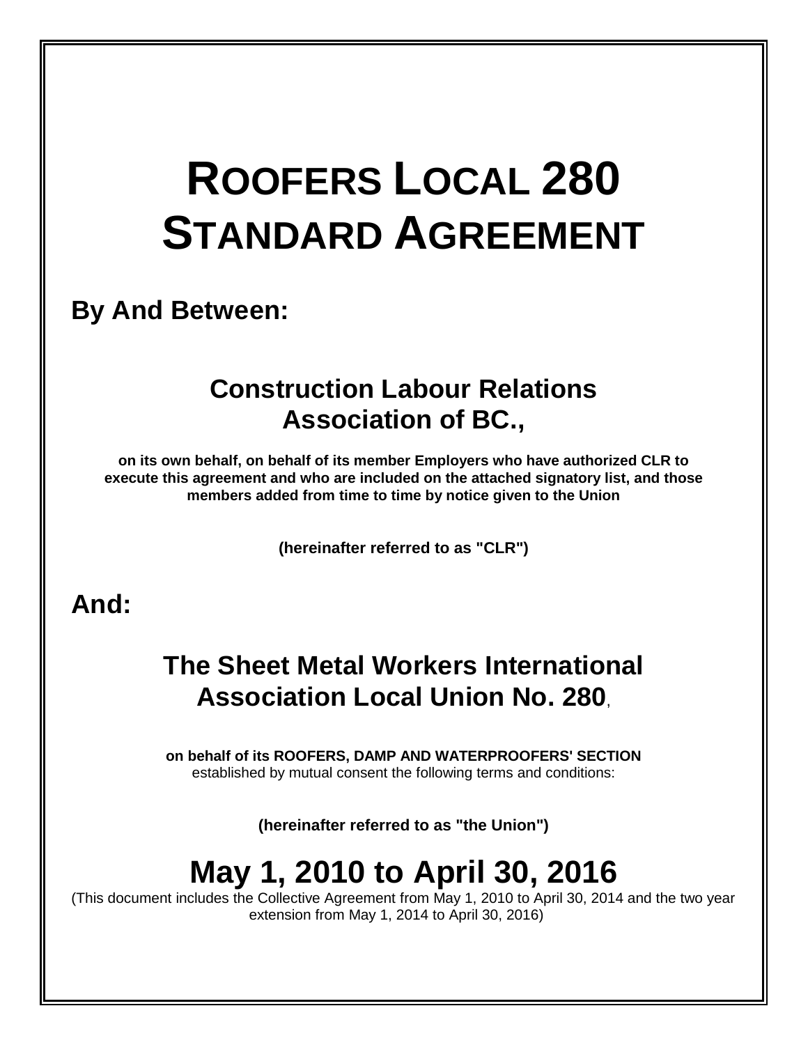# ROOFERS LOCAL 280
# STANDARD AGREEMENT

**By And Between:**

## Construction Labour Relations Association of BC.,

**on its own behalf, on behalf of its member Employers who have authorized CLR to execute this agreement and who are included on the attached signatory list, and those members added from time to time by notice given to the Union**

**(hereinafter referred to as "CLR")**

**And:**

## The Sheet Metal Workers International Association Local Union No. 280,

**on behalf of its ROOFERS, DAMP AND WATERPROOFERS' SECTION** established by mutual consent the following terms and conditions:

**(hereinafter referred to as "the Union")**

# May 1, 2010 to April 30, 2016

(This document includes the Collective Agreement from May 1, 2010 to April 30, 2014 and the two year extension from May 1, 2014 to April 30, 2016)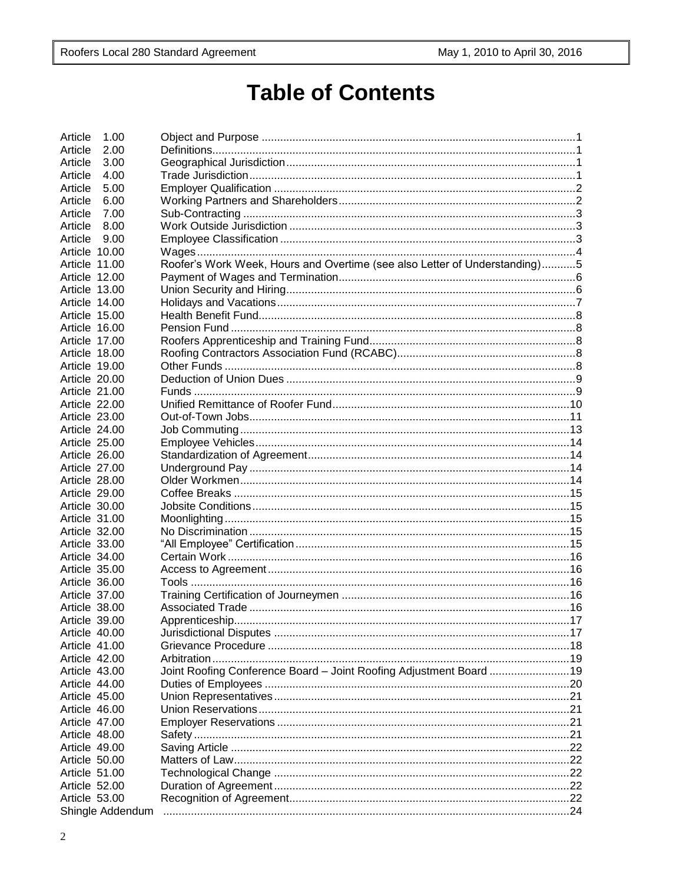# Table of Contents

| | | |
|---|---|---|
| Article 1.00 | Object and Purpose | 1 |
| Article 2.00 | Definitions | 1 |
| Article 3.00 | Geographical Jurisdiction | 1 |
| Article 4.00 | Trade Jurisdiction | 1 |
| Article 5.00 | Employer Qualification | 2 |
| Article 6.00 | Working Partners and Shareholders | 2 |
| Article 7.00 | Sub-Contracting | 3 |
| Article 8.00 | Work Outside Jurisdiction | 3 |
| Article 9.00 | Employee Classification | 3 |
| Article 10.00 | Wages | 4 |
| Article 11.00 | Roofer's Work Week, Hours and Overtime (see also Letter of Understanding) | 5 |
| Article 12.00 | Payment of Wages and Termination | 6 |
| Article 13.00 | Union Security and Hiring | 6 |
| Article 14.00 | Holidays and Vacations | 7 |
| Article 15.00 | Health Benefit Fund | 8 |
| Article 16.00 | Pension Fund | 8 |
| Article 17.00 | Roofers Apprenticeship and Training Fund | 8 |
| Article 18.00 | Roofing Contractors Association Fund (RCABC) | 8 |
| Article 19.00 | Other Funds | 8 |
| Article 20.00 | Deduction of Union Dues | 9 |
| Article 21.00 | Funds | 9 |
| Article 22.00 | Unified Remittance of Roofer Fund | 10 |
| Article 23.00 | Out-of-Town Jobs | 11 |
| Article 24.00 | Job Commuting | 13 |
| Article 25.00 | Employee Vehicles | 14 |
| Article 26.00 | Standardization of Agreement | 14 |
| Article 27.00 | Underground Pay | 14 |
| Article 28.00 | Older Workmen | 14 |
| Article 29.00 | Coffee Breaks | 15 |
| Article 30.00 | Jobsite Conditions | 15 |
| Article 31.00 | Moonlighting | 15 |
| Article 32.00 | No Discrimination | 15 |
| Article 33.00 | "All Employee" Certification | 15 |
| Article 34.00 | Certain Work | 16 |
| Article 35.00 | Access to Agreement | 16 |
| Article 36.00 | Tools | 16 |
| Article 37.00 | Training Certification of Journeymen | 16 |
| Article 38.00 | Associated Trade | 16 |
| Article 39.00 | Apprenticeship | 17 |
| Article 40.00 | Jurisdictional Disputes | 17 |
| Article 41.00 | Grievance Procedure | 18 |
| Article 42.00 | Arbitration | 19 |
| Article 43.00 | Joint Roofing Conference Board – Joint Roofing Adjustment Board | 19 |
| Article 44.00 | Duties of Employees | 20 |
| Article 45.00 | Union Representatives | 21 |
| Article 46.00 | Union Reservations | 21 |
| Article 47.00 | Employer Reservations | 21 |
| Article 48.00 | Safety | 21 |
| Article 49.00 | Saving Article | 22 |
| Article 50.00 | Matters of Law | 22 |
| Article 51.00 | Technological Change | 22 |
| Article 52.00 | Duration of Agreement | 22 |
| Article 53.00 | Recognition of Agreement | 22 |
| Shingle Addendum | | 24 |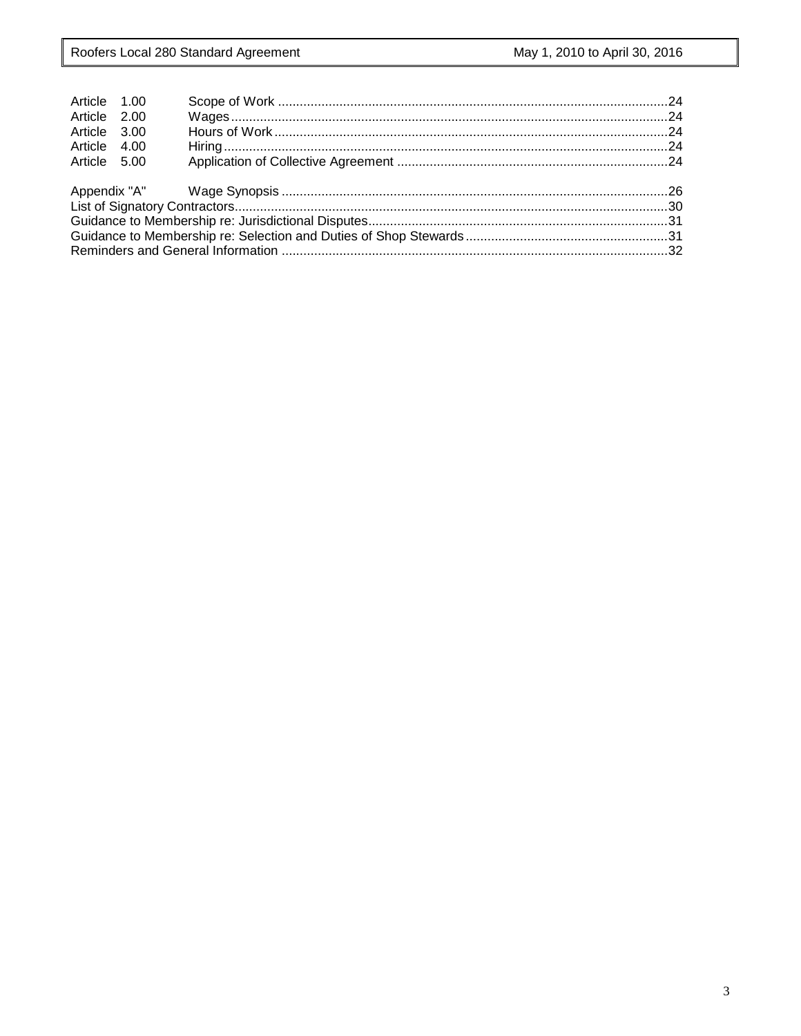| | | |
|---|---|---|
| Article 1.00 | Scope of Work | 24 |
| Article 2.00 | Wages | 24 |
| Article 3.00 | Hours of Work | 24 |
| Article 4.00 | Hiring | 24 |
| Article 5.00 | Application of Collective Agreement | 24 |
| Appendix "A" | Wage Synopsis | 26 |
| List of Signatory Contractors | | 30 |
| Guidance to Membership re: Jurisdictional Disputes | | 31 |
| Guidance to Membership re: Selection and Duties of Shop Stewards | | 31 |
| Reminders and General Information | | 32 |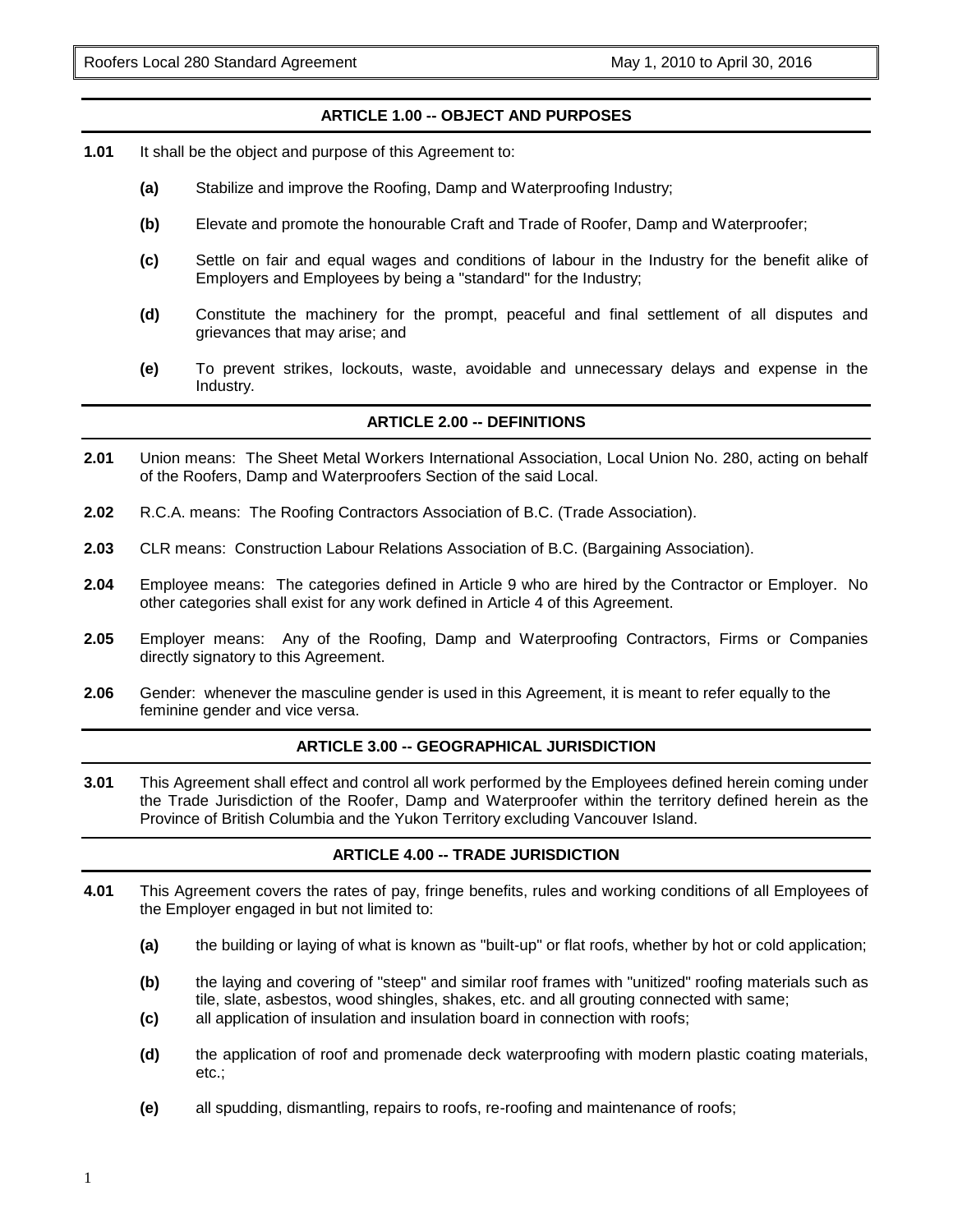## ARTICLE 1.00 -- OBJECT AND PURPOSES

**1.01** It shall be the object and purpose of this Agreement to:

- **(a)** Stabilize and improve the Roofing, Damp and Waterproofing Industry;
- **(b)** Elevate and promote the honourable Craft and Trade of Roofer, Damp and Waterproofer;
- **(c)** Settle on fair and equal wages and conditions of labour in the Industry for the benefit alike of Employers and Employees by being a "standard" for the Industry;
- **(d)** Constitute the machinery for the prompt, peaceful and final settlement of all disputes and grievances that may arise; and
- **(e)** To prevent strikes, lockouts, waste, avoidable and unnecessary delays and expense in the Industry.

## ARTICLE 2.00 -- DEFINITIONS

**2.01** Union means: The Sheet Metal Workers International Association, Local Union No. 280, acting on behalf of the Roofers, Damp and Waterproofers Section of the said Local.

**2.02** R.C.A. means: The Roofing Contractors Association of B.C. (Trade Association).

**2.03** CLR means: Construction Labour Relations Association of B.C. (Bargaining Association).

**2.04** Employee means: The categories defined in Article 9 who are hired by the Contractor or Employer. No other categories shall exist for any work defined in Article 4 of this Agreement.

**2.05** Employer means: Any of the Roofing, Damp and Waterproofing Contractors, Firms or Companies directly signatory to this Agreement.

**2.06** Gender: whenever the masculine gender is used in this Agreement, it is meant to refer equally to the feminine gender and vice versa.

## ARTICLE 3.00 -- GEOGRAPHICAL JURISDICTION

**3.01** This Agreement shall effect and control all work performed by the Employees defined herein coming under the Trade Jurisdiction of the Roofer, Damp and Waterproofer within the territory defined herein as the Province of British Columbia and the Yukon Territory excluding Vancouver Island.

## ARTICLE 4.00 -- TRADE JURISDICTION

**4.01** This Agreement covers the rates of pay, fringe benefits, rules and working conditions of all Employees of the Employer engaged in but not limited to:

- **(a)** the building or laying of what is known as "built-up" or flat roofs, whether by hot or cold application;
- **(b)** the laying and covering of "steep" and similar roof frames with "unitized" roofing materials such as tile, slate, asbestos, wood shingles, shakes, etc. and all grouting connected with same;
- **(c)** all application of insulation and insulation board in connection with roofs;
- **(d)** the application of roof and promenade deck waterproofing with modern plastic coating materials, etc.;
- **(e)** all spudding, dismantling, repairs to roofs, re-roofing and maintenance of roofs;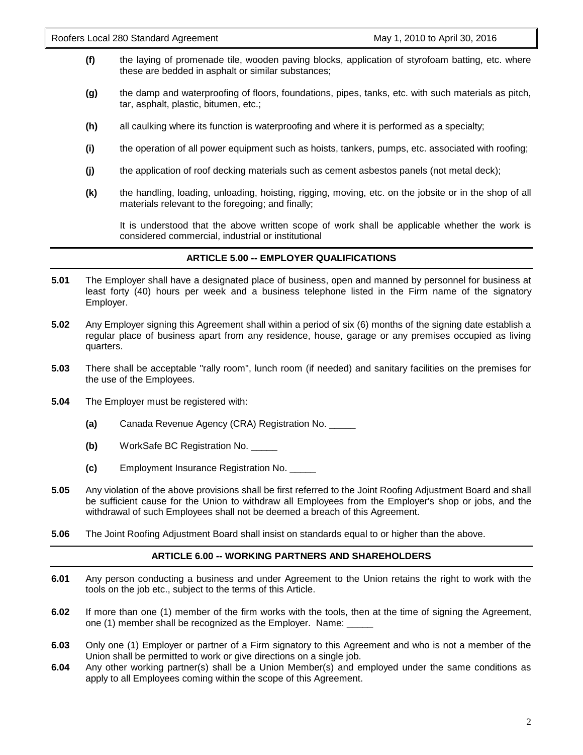**(f)** the laying of promenade tile, wooden paving blocks, application of styrofoam batting, etc. where these are bedded in asphalt or similar substances;

**(g)** the damp and waterproofing of floors, foundations, pipes, tanks, etc. with such materials as pitch, tar, asphalt, plastic, bitumen, etc.;

**(h)** all caulking where its function is waterproofing and where it is performed as a specialty;

**(i)** the operation of all power equipment such as hoists, tankers, pumps, etc. associated with roofing;

**(j)** the application of roof decking materials such as cement asbestos panels (not metal deck);

**(k)** the handling, loading, unloading, hoisting, rigging, moving, etc. on the jobsite or in the shop of all materials relevant to the foregoing; and finally;

It is understood that the above written scope of work shall be applicable whether the work is considered commercial, industrial or institutional

## ARTICLE 5.00 -- EMPLOYER QUALIFICATIONS

**5.01** The Employer shall have a designated place of business, open and manned by personnel for business at least forty (40) hours per week and a business telephone listed in the Firm name of the signatory Employer.

**5.02** Any Employer signing this Agreement shall within a period of six (6) months of the signing date establish a regular place of business apart from any residence, house, garage or any premises occupied as living quarters.

**5.03** There shall be acceptable "rally room", lunch room (if needed) and sanitary facilities on the premises for the use of the Employees.

**5.04** The Employer must be registered with:

**(a)** Canada Revenue Agency (CRA) Registration No. _____

**(b)** WorkSafe BC Registration No. _____

**(c)** Employment Insurance Registration No. _____

**5.05** Any violation of the above provisions shall be first referred to the Joint Roofing Adjustment Board and shall be sufficient cause for the Union to withdraw all Employees from the Employer's shop or jobs, and the withdrawal of such Employees shall not be deemed a breach of this Agreement.

**5.06** The Joint Roofing Adjustment Board shall insist on standards equal to or higher than the above.

## ARTICLE 6.00 -- WORKING PARTNERS AND SHAREHOLDERS

**6.01** Any person conducting a business and under Agreement to the Union retains the right to work with the tools on the job etc., subject to the terms of this Article.

**6.02** If more than one (1) member of the firm works with the tools, then at the time of signing the Agreement, one (1) member shall be recognized as the Employer. Name: _____

**6.03** Only one (1) Employer or partner of a Firm signatory to this Agreement and who is not a member of the Union shall be permitted to work or give directions on a single job.

**6.04** Any other working partner(s) shall be a Union Member(s) and employed under the same conditions as apply to all Employees coming within the scope of this Agreement.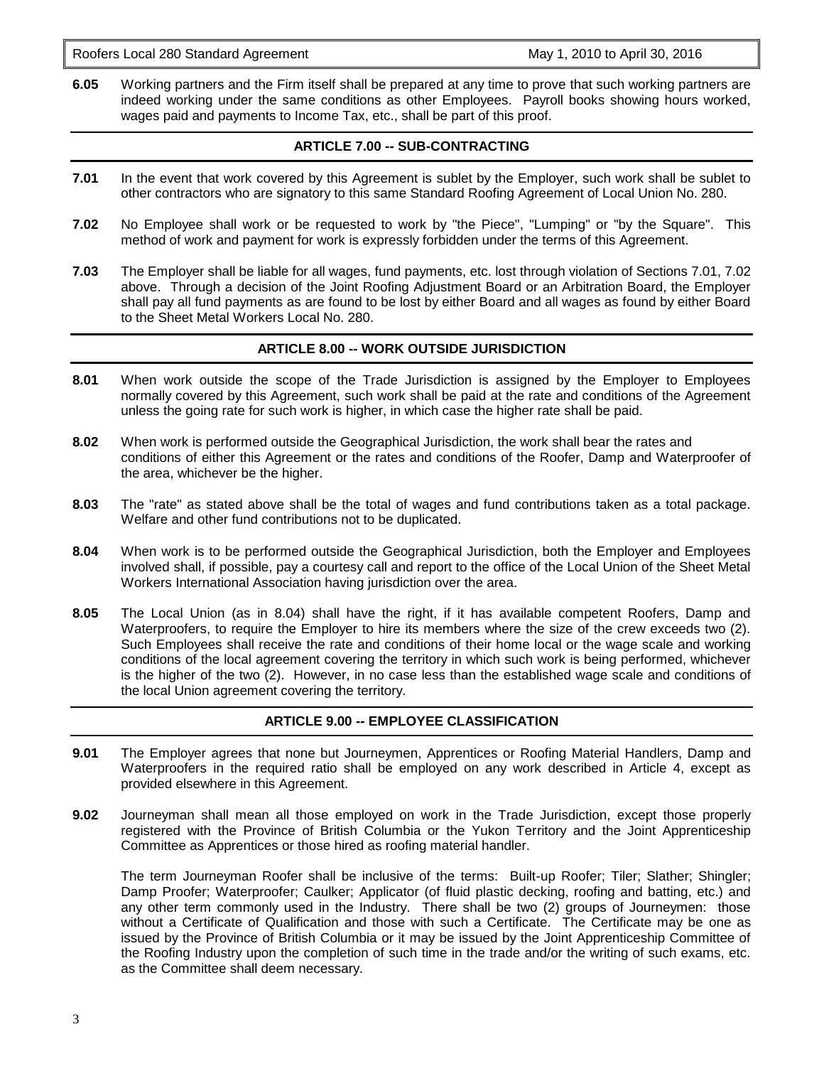**6.05** Working partners and the Firm itself shall be prepared at any time to prove that such working partners are indeed working under the same conditions as other Employees. Payroll books showing hours worked, wages paid and payments to Income Tax, etc., shall be part of this proof.

## ARTICLE 7.00 -- SUB-CONTRACTING

**7.01** In the event that work covered by this Agreement is sublet by the Employer, such work shall be sublet to other contractors who are signatory to this same Standard Roofing Agreement of Local Union No. 280.

**7.02** No Employee shall work or be requested to work by "the Piece", "Lumping" or "by the Square". This method of work and payment for work is expressly forbidden under the terms of this Agreement.

**7.03** The Employer shall be liable for all wages, fund payments, etc. lost through violation of Sections 7.01, 7.02 above. Through a decision of the Joint Roofing Adjustment Board or an Arbitration Board, the Employer shall pay all fund payments as are found to be lost by either Board and all wages as found by either Board to the Sheet Metal Workers Local No. 280.

## ARTICLE 8.00 -- WORK OUTSIDE JURISDICTION

**8.01** When work outside the scope of the Trade Jurisdiction is assigned by the Employer to Employees normally covered by this Agreement, such work shall be paid at the rate and conditions of the Agreement unless the going rate for such work is higher, in which case the higher rate shall be paid.

**8.02** When work is performed outside the Geographical Jurisdiction, the work shall bear the rates and conditions of either this Agreement or the rates and conditions of the Roofer, Damp and Waterproofer of the area, whichever be the higher.

**8.03** The "rate" as stated above shall be the total of wages and fund contributions taken as a total package. Welfare and other fund contributions not to be duplicated.

**8.04** When work is to be performed outside the Geographical Jurisdiction, both the Employer and Employees involved shall, if possible, pay a courtesy call and report to the office of the Local Union of the Sheet Metal Workers International Association having jurisdiction over the area.

**8.05** The Local Union (as in 8.04) shall have the right, if it has available competent Roofers, Damp and Waterproofers, to require the Employer to hire its members where the size of the crew exceeds two (2). Such Employees shall receive the rate and conditions of their home local or the wage scale and working conditions of the local agreement covering the territory in which such work is being performed, whichever is the higher of the two (2). However, in no case less than the established wage scale and conditions of the local Union agreement covering the territory.

## ARTICLE 9.00 -- EMPLOYEE CLASSIFICATION

**9.01** The Employer agrees that none but Journeymen, Apprentices or Roofing Material Handlers, Damp and Waterproofers in the required ratio shall be employed on any work described in Article 4, except as provided elsewhere in this Agreement.

**9.02** Journeyman shall mean all those employed on work in the Trade Jurisdiction, except those properly registered with the Province of British Columbia or the Yukon Territory and the Joint Apprenticeship Committee as Apprentices or those hired as roofing material handler.

The term Journeyman Roofer shall be inclusive of the terms: Built-up Roofer; Tiler; Slather; Shingler; Damp Proofer; Waterproofer; Caulker; Applicator (of fluid plastic decking, roofing and batting, etc.) and any other term commonly used in the Industry. There shall be two (2) groups of Journeymen: those without a Certificate of Qualification and those with such a Certificate. The Certificate may be one as issued by the Province of British Columbia or it may be issued by the Joint Apprenticeship Committee of the Roofing Industry upon the completion of such time in the trade and/or the writing of such exams, etc. as the Committee shall deem necessary.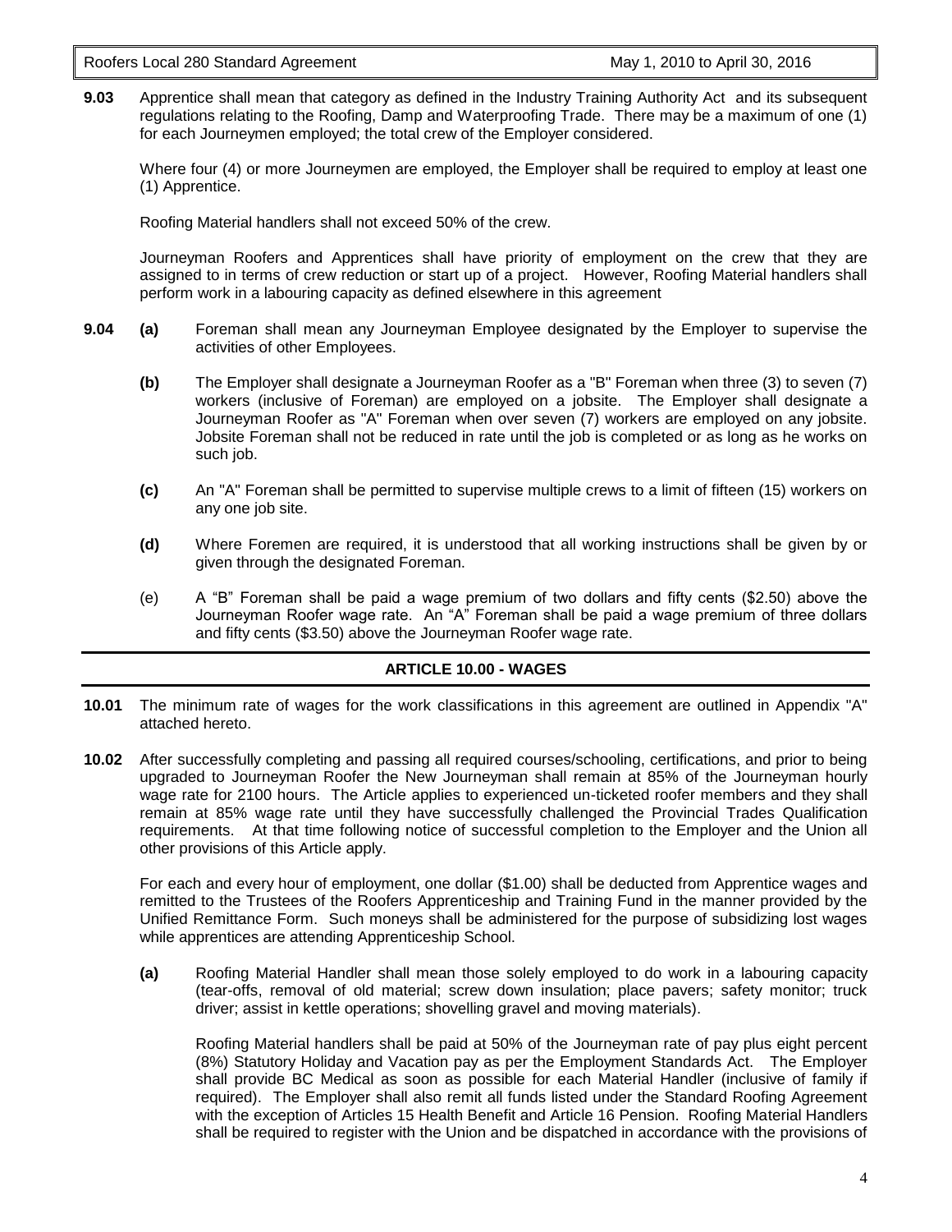**9.03** Apprentice shall mean that category as defined in the Industry Training Authority Act and its subsequent regulations relating to the Roofing, Damp and Waterproofing Trade. There may be a maximum of one (1) for each Journeymen employed; the total crew of the Employer considered.

Where four (4) or more Journeymen are employed, the Employer shall be required to employ at least one (1) Apprentice.

Roofing Material handlers shall not exceed 50% of the crew.

Journeyman Roofers and Apprentices shall have priority of employment on the crew that they are assigned to in terms of crew reduction or start up of a project. However, Roofing Material handlers shall perform work in a labouring capacity as defined elsewhere in this agreement

**9.04** **(a)** Foreman shall mean any Journeyman Employee designated by the Employer to supervise the activities of other Employees.

**(b)** The Employer shall designate a Journeyman Roofer as a "B" Foreman when three (3) to seven (7) workers (inclusive of Foreman) are employed on a jobsite. The Employer shall designate a Journeyman Roofer as "A" Foreman when over seven (7) workers are employed on any jobsite. Jobsite Foreman shall not be reduced in rate until the job is completed or as long as he works on such job.

**(c)** An "A" Foreman shall be permitted to supervise multiple crews to a limit of fifteen (15) workers on any one job site.

**(d)** Where Foremen are required, it is understood that all working instructions shall be given by or given through the designated Foreman.

(e) A "B" Foreman shall be paid a wage premium of two dollars and fifty cents ($2.50) above the Journeyman Roofer wage rate. An "A" Foreman shall be paid a wage premium of three dollars and fifty cents ($3.50) above the Journeyman Roofer wage rate.

## ARTICLE 10.00 - WAGES

**10.01** The minimum rate of wages for the work classifications in this agreement are outlined in Appendix "A" attached hereto.

**10.02** After successfully completing and passing all required courses/schooling, certifications, and prior to being upgraded to Journeyman Roofer the New Journeyman shall remain at 85% of the Journeyman hourly wage rate for 2100 hours. The Article applies to experienced un-ticketed roofer members and they shall remain at 85% wage rate until they have successfully challenged the Provincial Trades Qualification requirements. At that time following notice of successful completion to the Employer and the Union all other provisions of this Article apply.

For each and every hour of employment, one dollar ($1.00) shall be deducted from Apprentice wages and remitted to the Trustees of the Roofers Apprenticeship and Training Fund in the manner provided by the Unified Remittance Form. Such moneys shall be administered for the purpose of subsidizing lost wages while apprentices are attending Apprenticeship School.

**(a)** Roofing Material Handler shall mean those solely employed to do work in a labouring capacity (tear-offs, removal of old material; screw down insulation; place pavers; safety monitor; truck driver; assist in kettle operations; shovelling gravel and moving materials).

Roofing Material handlers shall be paid at 50% of the Journeyman rate of pay plus eight percent (8%) Statutory Holiday and Vacation pay as per the Employment Standards Act. The Employer shall provide BC Medical as soon as possible for each Material Handler (inclusive of family if required). The Employer shall also remit all funds listed under the Standard Roofing Agreement with the exception of Articles 15 Health Benefit and Article 16 Pension. Roofing Material Handlers shall be required to register with the Union and be dispatched in accordance with the provisions of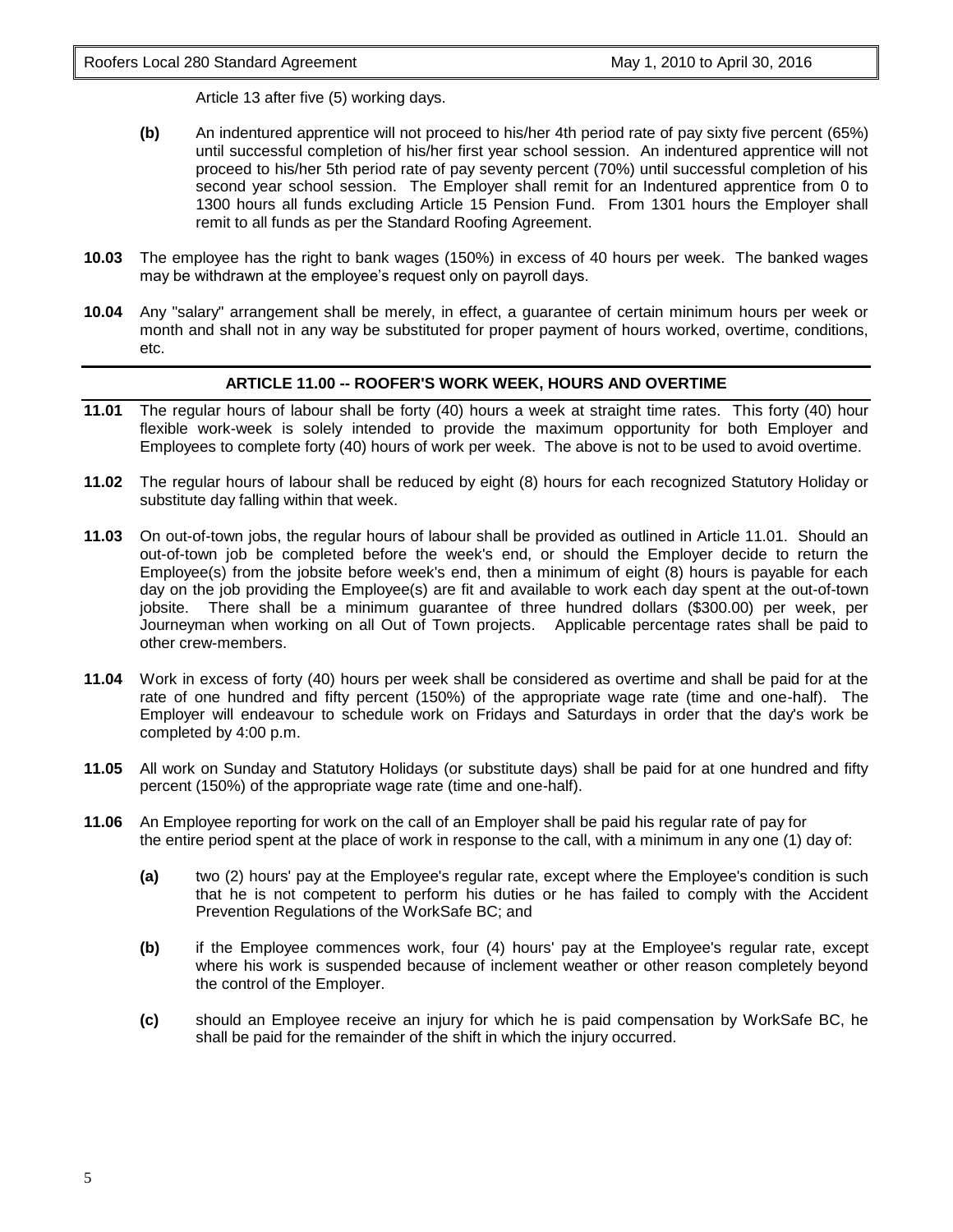Article 13 after five (5) working days.

**(b)** An indentured apprentice will not proceed to his/her 4th period rate of pay sixty five percent (65%) until successful completion of his/her first year school session. An indentured apprentice will not proceed to his/her 5th period rate of pay seventy percent (70%) until successful completion of his second year school session. The Employer shall remit for an Indentured apprentice from 0 to 1300 hours all funds excluding Article 15 Pension Fund. From 1301 hours the Employer shall remit to all funds as per the Standard Roofing Agreement.

**10.03** The employee has the right to bank wages (150%) in excess of 40 hours per week. The banked wages may be withdrawn at the employee's request only on payroll days.

**10.04** Any "salary" arrangement shall be merely, in effect, a guarantee of certain minimum hours per week or month and shall not in any way be substituted for proper payment of hours worked, overtime, conditions, etc.

## ARTICLE 11.00 -- ROOFER'S WORK WEEK, HOURS AND OVERTIME

**11.01** The regular hours of labour shall be forty (40) hours a week at straight time rates. This forty (40) hour flexible work-week is solely intended to provide the maximum opportunity for both Employer and Employees to complete forty (40) hours of work per week. The above is not to be used to avoid overtime.

**11.02** The regular hours of labour shall be reduced by eight (8) hours for each recognized Statutory Holiday or substitute day falling within that week.

**11.03** On out-of-town jobs, the regular hours of labour shall be provided as outlined in Article 11.01. Should an out-of-town job be completed before the week's end, or should the Employer decide to return the Employee(s) from the jobsite before week's end, then a minimum of eight (8) hours is payable for each day on the job providing the Employee(s) are fit and available to work each day spent at the out-of-town jobsite. There shall be a minimum guarantee of three hundred dollars ($300.00) per week, per Journeyman when working on all Out of Town projects. Applicable percentage rates shall be paid to other crew-members.

**11.04** Work in excess of forty (40) hours per week shall be considered as overtime and shall be paid for at the rate of one hundred and fifty percent (150%) of the appropriate wage rate (time and one-half). The Employer will endeavour to schedule work on Fridays and Saturdays in order that the day's work be completed by 4:00 p.m.

**11.05** All work on Sunday and Statutory Holidays (or substitute days) shall be paid for at one hundred and fifty percent (150%) of the appropriate wage rate (time and one-half).

**11.06** An Employee reporting for work on the call of an Employer shall be paid his regular rate of pay for the entire period spent at the place of work in response to the call, with a minimum in any one (1) day of:

**(a)** two (2) hours' pay at the Employee's regular rate, except where the Employee's condition is such that he is not competent to perform his duties or he has failed to comply with the Accident Prevention Regulations of the WorkSafe BC; and

**(b)** if the Employee commences work, four (4) hours' pay at the Employee's regular rate, except where his work is suspended because of inclement weather or other reason completely beyond the control of the Employer.

**(c)** should an Employee receive an injury for which he is paid compensation by WorkSafe BC, he shall be paid for the remainder of the shift in which the injury occurred.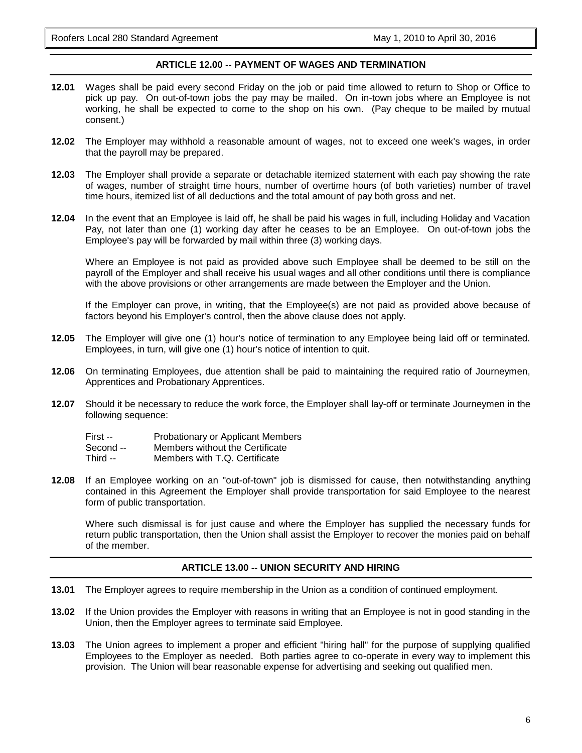## ARTICLE 12.00 -- PAYMENT OF WAGES AND TERMINATION

**12.01** Wages shall be paid every second Friday on the job or paid time allowed to return to Shop or Office to pick up pay. On out-of-town jobs the pay may be mailed. On in-town jobs where an Employee is not working, he shall be expected to come to the shop on his own. (Pay cheque to be mailed by mutual consent.)

**12.02** The Employer may withhold a reasonable amount of wages, not to exceed one week's wages, in order that the payroll may be prepared.

**12.03** The Employer shall provide a separate or detachable itemized statement with each pay showing the rate of wages, number of straight time hours, number of overtime hours (of both varieties) number of travel time hours, itemized list of all deductions and the total amount of pay both gross and net.

**12.04** In the event that an Employee is laid off, he shall be paid his wages in full, including Holiday and Vacation Pay, not later than one (1) working day after he ceases to be an Employee. On out-of-town jobs the Employee's pay will be forwarded by mail within three (3) working days.

Where an Employee is not paid as provided above such Employee shall be deemed to be still on the payroll of the Employer and shall receive his usual wages and all other conditions until there is compliance with the above provisions or other arrangements are made between the Employer and the Union.

If the Employer can prove, in writing, that the Employee(s) are not paid as provided above because of factors beyond his Employer's control, then the above clause does not apply.

**12.05** The Employer will give one (1) hour's notice of termination to any Employee being laid off or terminated. Employees, in turn, will give one (1) hour's notice of intention to quit.

**12.06** On terminating Employees, due attention shall be paid to maintaining the required ratio of Journeymen, Apprentices and Probationary Apprentices.

**12.07** Should it be necessary to reduce the work force, the Employer shall lay-off or terminate Journeymen in the following sequence:

First -- Probationary or Applicant Members
Second -- Members without the Certificate
Third -- Members with T.Q. Certificate

**12.08** If an Employee working on an "out-of-town" job is dismissed for cause, then notwithstanding anything contained in this Agreement the Employer shall provide transportation for said Employee to the nearest form of public transportation.

Where such dismissal is for just cause and where the Employer has supplied the necessary funds for return public transportation, then the Union shall assist the Employer to recover the monies paid on behalf of the member.

## ARTICLE 13.00 -- UNION SECURITY AND HIRING

**13.01** The Employer agrees to require membership in the Union as a condition of continued employment.

**13.02** If the Union provides the Employer with reasons in writing that an Employee is not in good standing in the Union, then the Employer agrees to terminate said Employee.

**13.03** The Union agrees to implement a proper and efficient "hiring hall" for the purpose of supplying qualified Employees to the Employer as needed. Both parties agree to co-operate in every way to implement this provision. The Union will bear reasonable expense for advertising and seeking out qualified men.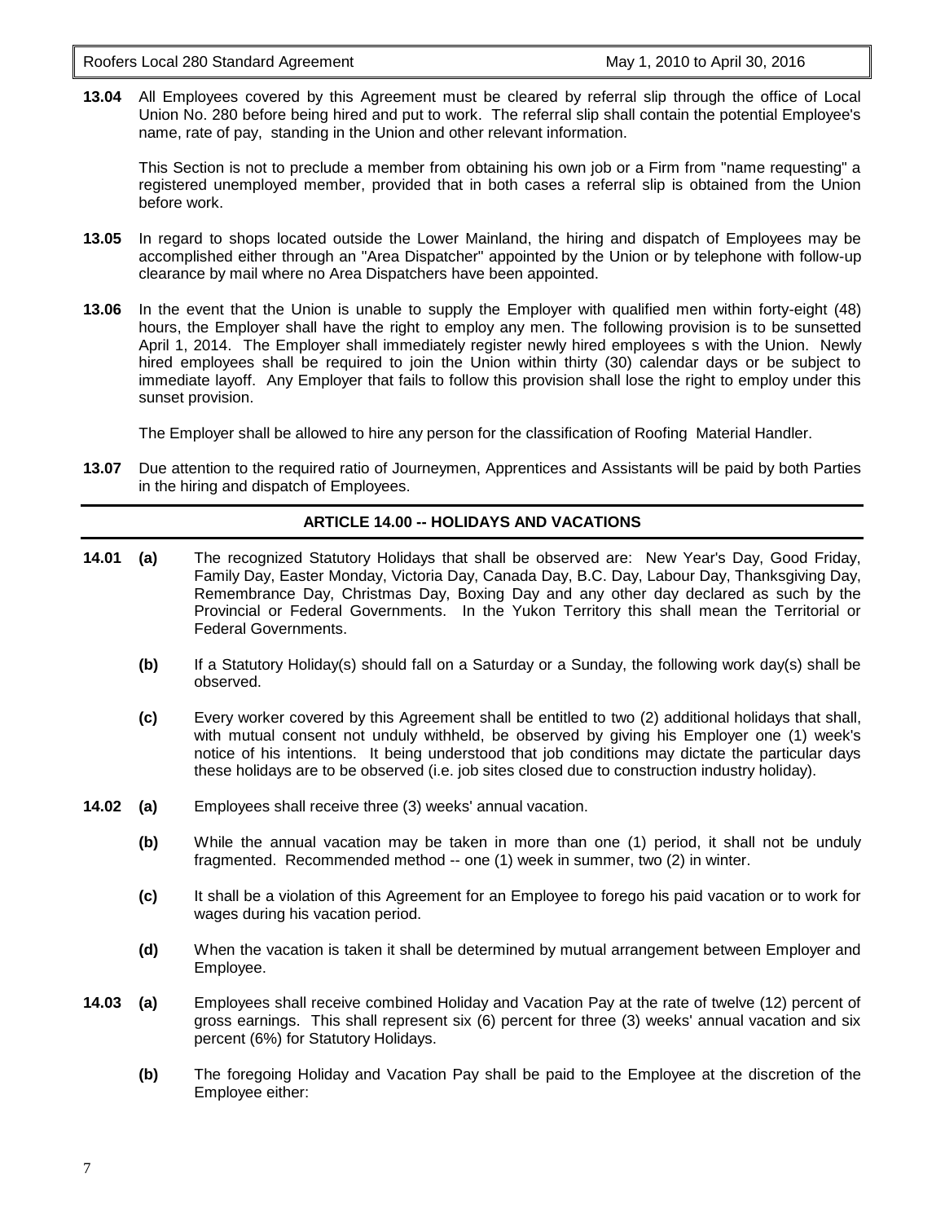**13.04** All Employees covered by this Agreement must be cleared by referral slip through the office of Local Union No. 280 before being hired and put to work. The referral slip shall contain the potential Employee's name, rate of pay, standing in the Union and other relevant information.

This Section is not to preclude a member from obtaining his own job or a Firm from "name requesting" a registered unemployed member, provided that in both cases a referral slip is obtained from the Union before work.

**13.05** In regard to shops located outside the Lower Mainland, the hiring and dispatch of Employees may be accomplished either through an "Area Dispatcher" appointed by the Union or by telephone with follow-up clearance by mail where no Area Dispatchers have been appointed.

**13.06** In the event that the Union is unable to supply the Employer with qualified men within forty-eight (48) hours, the Employer shall have the right to employ any men. The following provision is to be sunsetted April 1, 2014. The Employer shall immediately register newly hired employees s with the Union. Newly hired employees shall be required to join the Union within thirty (30) calendar days or be subject to immediate layoff. Any Employer that fails to follow this provision shall lose the right to employ under this sunset provision.

The Employer shall be allowed to hire any person for the classification of Roofing Material Handler.

**13.07** Due attention to the required ratio of Journeymen, Apprentices and Assistants will be paid by both Parties in the hiring and dispatch of Employees.

## ARTICLE 14.00 -- HOLIDAYS AND VACATIONS

**14.01 (a)** The recognized Statutory Holidays that shall be observed are: New Year's Day, Good Friday, Family Day, Easter Monday, Victoria Day, Canada Day, B.C. Day, Labour Day, Thanksgiving Day, Remembrance Day, Christmas Day, Boxing Day and any other day declared as such by the Provincial or Federal Governments. In the Yukon Territory this shall mean the Territorial or Federal Governments.

**(b)** If a Statutory Holiday(s) should fall on a Saturday or a Sunday, the following work day(s) shall be observed.

**(c)** Every worker covered by this Agreement shall be entitled to two (2) additional holidays that shall, with mutual consent not unduly withheld, be observed by giving his Employer one (1) week's notice of his intentions. It being understood that job conditions may dictate the particular days these holidays are to be observed (i.e. job sites closed due to construction industry holiday).

**14.02 (a)** Employees shall receive three (3) weeks' annual vacation.

**(b)** While the annual vacation may be taken in more than one (1) period, it shall not be unduly fragmented. Recommended method -- one (1) week in summer, two (2) in winter.

**(c)** It shall be a violation of this Agreement for an Employee to forego his paid vacation or to work for wages during his vacation period.

**(d)** When the vacation is taken it shall be determined by mutual arrangement between Employer and Employee.

**14.03 (a)** Employees shall receive combined Holiday and Vacation Pay at the rate of twelve (12) percent of gross earnings. This shall represent six (6) percent for three (3) weeks' annual vacation and six percent (6%) for Statutory Holidays.

**(b)** The foregoing Holiday and Vacation Pay shall be paid to the Employee at the discretion of the Employee either: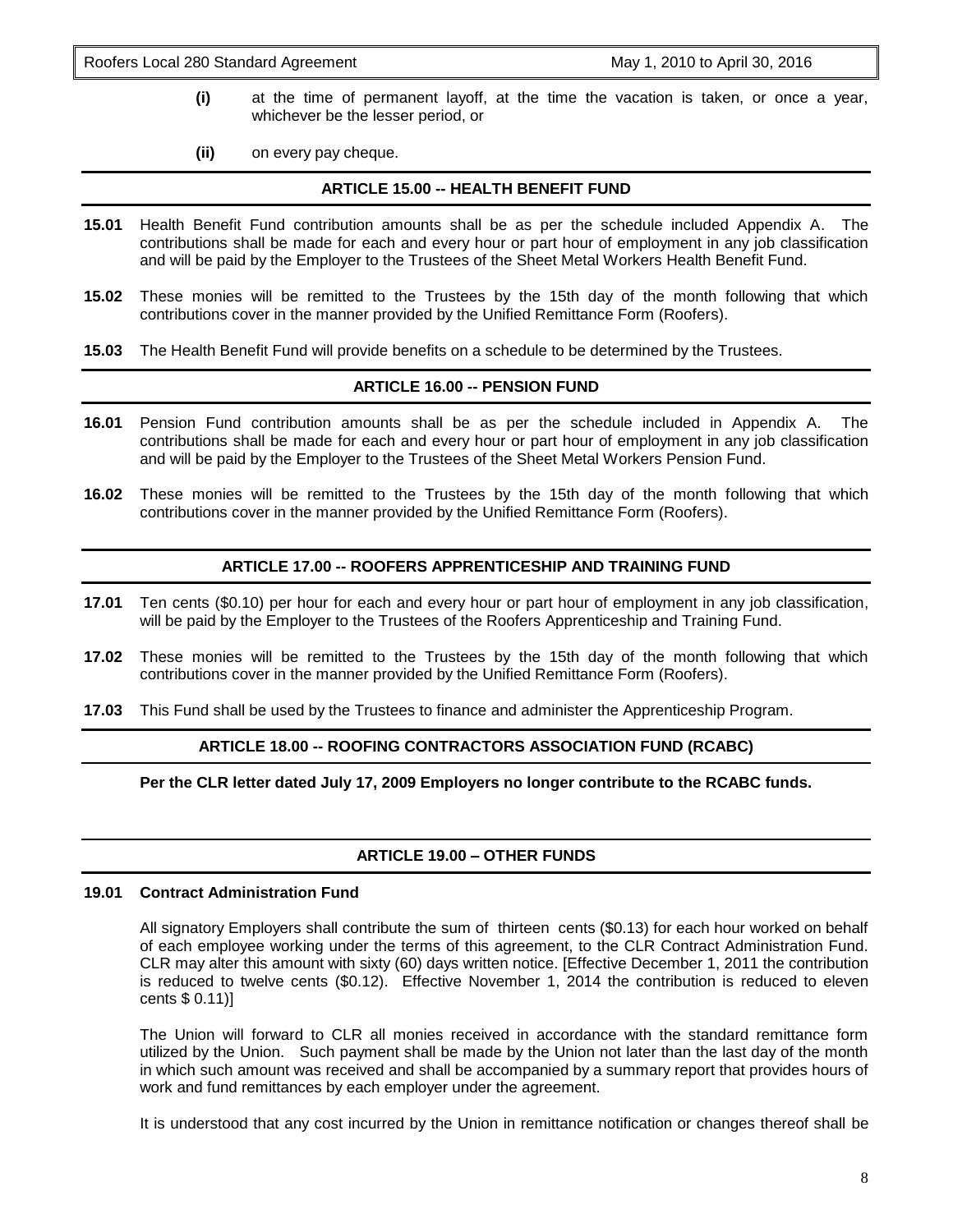**(i)** at the time of permanent layoff, at the time the vacation is taken, or once a year, whichever be the lesser period, or

**(ii)** on every pay cheque.

## ARTICLE 15.00 -- HEALTH BENEFIT FUND

**15.01** Health Benefit Fund contribution amounts shall be as per the schedule included Appendix A. The contributions shall be made for each and every hour or part hour of employment in any job classification and will be paid by the Employer to the Trustees of the Sheet Metal Workers Health Benefit Fund.

**15.02** These monies will be remitted to the Trustees by the 15th day of the month following that which contributions cover in the manner provided by the Unified Remittance Form (Roofers).

**15.03** The Health Benefit Fund will provide benefits on a schedule to be determined by the Trustees.

## ARTICLE 16.00 -- PENSION FUND

**16.01** Pension Fund contribution amounts shall be as per the schedule included in Appendix A. The contributions shall be made for each and every hour or part hour of employment in any job classification and will be paid by the Employer to the Trustees of the Sheet Metal Workers Pension Fund.

**16.02** These monies will be remitted to the Trustees by the 15th day of the month following that which contributions cover in the manner provided by the Unified Remittance Form (Roofers).

## ARTICLE 17.00 -- ROOFERS APPRENTICESHIP AND TRAINING FUND

**17.01** Ten cents ($0.10) per hour for each and every hour or part hour of employment in any job classification, will be paid by the Employer to the Trustees of the Roofers Apprenticeship and Training Fund.

**17.02** These monies will be remitted to the Trustees by the 15th day of the month following that which contributions cover in the manner provided by the Unified Remittance Form (Roofers).

**17.03** This Fund shall be used by the Trustees to finance and administer the Apprenticeship Program.

## ARTICLE 18.00 -- ROOFING CONTRACTORS ASSOCIATION FUND (RCABC)

**Per the CLR letter dated July 17, 2009 Employers no longer contribute to the RCABC funds.**

## ARTICLE 19.00 – OTHER FUNDS

**19.01 Contract Administration Fund**

All signatory Employers shall contribute the sum of thirteen cents ($0.13) for each hour worked on behalf of each employee working under the terms of this agreement, to the CLR Contract Administration Fund. CLR may alter this amount with sixty (60) days written notice. [Effective December 1, 2011 the contribution is reduced to twelve cents ($0.12). Effective November 1, 2014 the contribution is reduced to eleven cents $ 0.11)]

The Union will forward to CLR all monies received in accordance with the standard remittance form utilized by the Union. Such payment shall be made by the Union not later than the last day of the month in which such amount was received and shall be accompanied by a summary report that provides hours of work and fund remittances by each employer under the agreement.

It is understood that any cost incurred by the Union in remittance notification or changes thereof shall be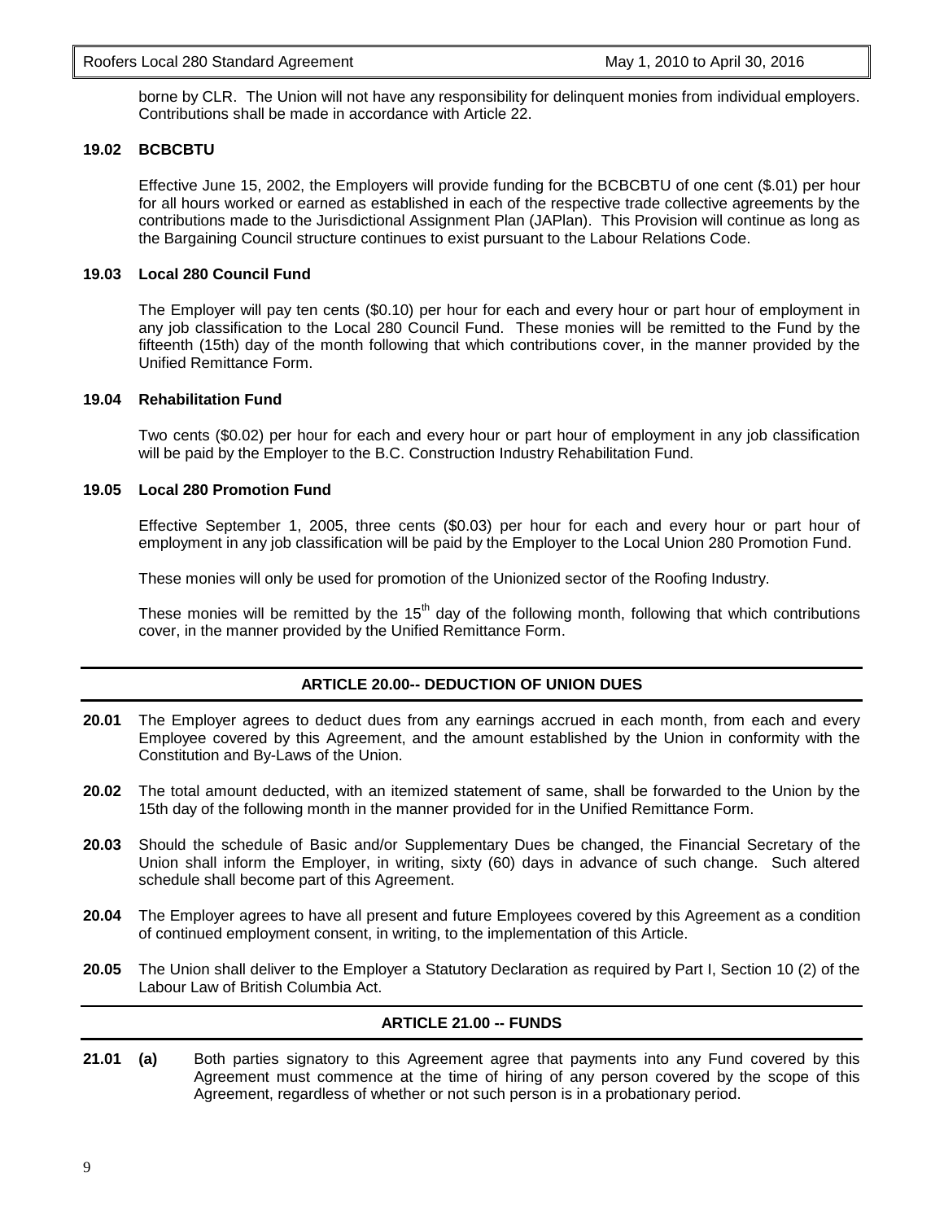borne by CLR. The Union will not have any responsibility for delinquent monies from individual employers. Contributions shall be made in accordance with Article 22.

### 19.02 BCBCBTU

Effective June 15, 2002, the Employers will provide funding for the BCBCBTU of one cent ($.01) per hour for all hours worked or earned as established in each of the respective trade collective agreements by the contributions made to the Jurisdictional Assignment Plan (JAPlan). This Provision will continue as long as the Bargaining Council structure continues to exist pursuant to the Labour Relations Code.

### 19.03 Local 280 Council Fund

The Employer will pay ten cents ($0.10) per hour for each and every hour or part hour of employment in any job classification to the Local 280 Council Fund. These monies will be remitted to the Fund by the fifteenth (15th) day of the month following that which contributions cover, in the manner provided by the Unified Remittance Form.

### 19.04 Rehabilitation Fund

Two cents ($0.02) per hour for each and every hour or part hour of employment in any job classification will be paid by the Employer to the B.C. Construction Industry Rehabilitation Fund.

### 19.05 Local 280 Promotion Fund

Effective September 1, 2005, three cents ($0.03) per hour for each and every hour or part hour of employment in any job classification will be paid by the Employer to the Local Union 280 Promotion Fund.

These monies will only be used for promotion of the Unionized sector of the Roofing Industry.

These monies will be remitted by the 15th day of the following month, following that which contributions cover, in the manner provided by the Unified Remittance Form.

## ARTICLE 20.00-- DEDUCTION OF UNION DUES

**20.01** The Employer agrees to deduct dues from any earnings accrued in each month, from each and every Employee covered by this Agreement, and the amount established by the Union in conformity with the Constitution and By-Laws of the Union.

**20.02** The total amount deducted, with an itemized statement of same, shall be forwarded to the Union by the 15th day of the following month in the manner provided for in the Unified Remittance Form.

**20.03** Should the schedule of Basic and/or Supplementary Dues be changed, the Financial Secretary of the Union shall inform the Employer, in writing, sixty (60) days in advance of such change. Such altered schedule shall become part of this Agreement.

**20.04** The Employer agrees to have all present and future Employees covered by this Agreement as a condition of continued employment consent, in writing, to the implementation of this Article.

**20.05** The Union shall deliver to the Employer a Statutory Declaration as required by Part I, Section 10 (2) of the Labour Law of British Columbia Act.

## ARTICLE 21.00 -- FUNDS

**21.01 (a)** Both parties signatory to this Agreement agree that payments into any Fund covered by this Agreement must commence at the time of hiring of any person covered by the scope of this Agreement, regardless of whether or not such person is in a probationary period.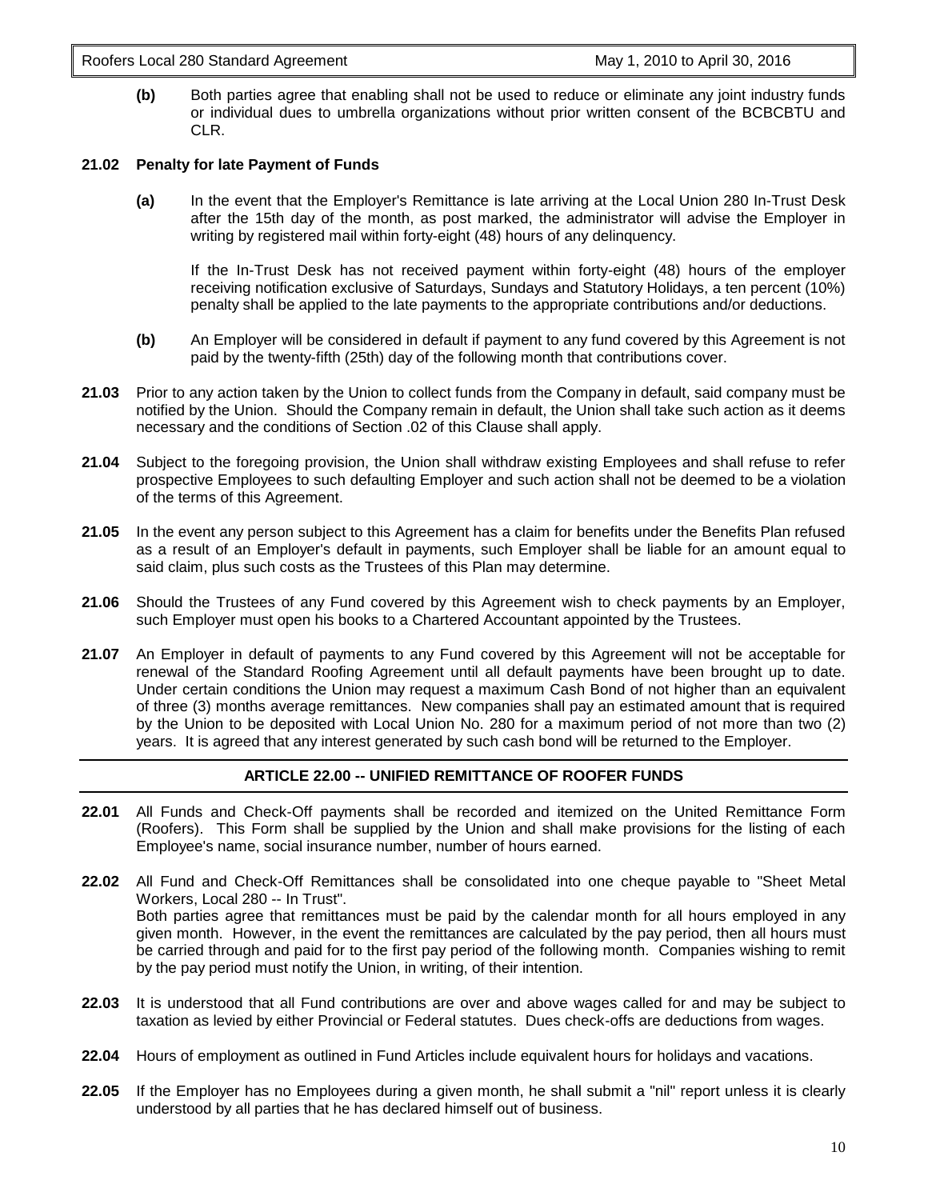**(b)** Both parties agree that enabling shall not be used to reduce or eliminate any joint industry funds or individual dues to umbrella organizations without prior written consent of the BCBCBTU and CLR.

**21.02 Penalty for late Payment of Funds**

**(a)** In the event that the Employer's Remittance is late arriving at the Local Union 280 In-Trust Desk after the 15th day of the month, as post marked, the administrator will advise the Employer in writing by registered mail within forty-eight (48) hours of any delinquency.

If the In-Trust Desk has not received payment within forty-eight (48) hours of the employer receiving notification exclusive of Saturdays, Sundays and Statutory Holidays, a ten percent (10%) penalty shall be applied to the late payments to the appropriate contributions and/or deductions.

**(b)** An Employer will be considered in default if payment to any fund covered by this Agreement is not paid by the twenty-fifth (25th) day of the following month that contributions cover.

**21.03** Prior to any action taken by the Union to collect funds from the Company in default, said company must be notified by the Union. Should the Company remain in default, the Union shall take such action as it deems necessary and the conditions of Section .02 of this Clause shall apply.

**21.04** Subject to the foregoing provision, the Union shall withdraw existing Employees and shall refuse to refer prospective Employees to such defaulting Employer and such action shall not be deemed to be a violation of the terms of this Agreement.

**21.05** In the event any person subject to this Agreement has a claim for benefits under the Benefits Plan refused as a result of an Employer's default in payments, such Employer shall be liable for an amount equal to said claim, plus such costs as the Trustees of this Plan may determine.

**21.06** Should the Trustees of any Fund covered by this Agreement wish to check payments by an Employer, such Employer must open his books to a Chartered Accountant appointed by the Trustees.

**21.07** An Employer in default of payments to any Fund covered by this Agreement will not be acceptable for renewal of the Standard Roofing Agreement until all default payments have been brought up to date. Under certain conditions the Union may request a maximum Cash Bond of not higher than an equivalent of three (3) months average remittances. New companies shall pay an estimated amount that is required by the Union to be deposited with Local Union No. 280 for a maximum period of not more than two (2) years. It is agreed that any interest generated by such cash bond will be returned to the Employer.

## ARTICLE 22.00 -- UNIFIED REMITTANCE OF ROOFER FUNDS

**22.01** All Funds and Check-Off payments shall be recorded and itemized on the United Remittance Form (Roofers). This Form shall be supplied by the Union and shall make provisions for the listing of each Employee's name, social insurance number, number of hours earned.

**22.02** All Fund and Check-Off Remittances shall be consolidated into one cheque payable to "Sheet Metal Workers, Local 280 -- In Trust".
Both parties agree that remittances must be paid by the calendar month for all hours employed in any given month. However, in the event the remittances are calculated by the pay period, then all hours must be carried through and paid for to the first pay period of the following month. Companies wishing to remit by the pay period must notify the Union, in writing, of their intention.

**22.03** It is understood that all Fund contributions are over and above wages called for and may be subject to taxation as levied by either Provincial or Federal statutes. Dues check-offs are deductions from wages.

**22.04** Hours of employment as outlined in Fund Articles include equivalent hours for holidays and vacations.

**22.05** If the Employer has no Employees during a given month, he shall submit a "nil" report unless it is clearly understood by all parties that he has declared himself out of business.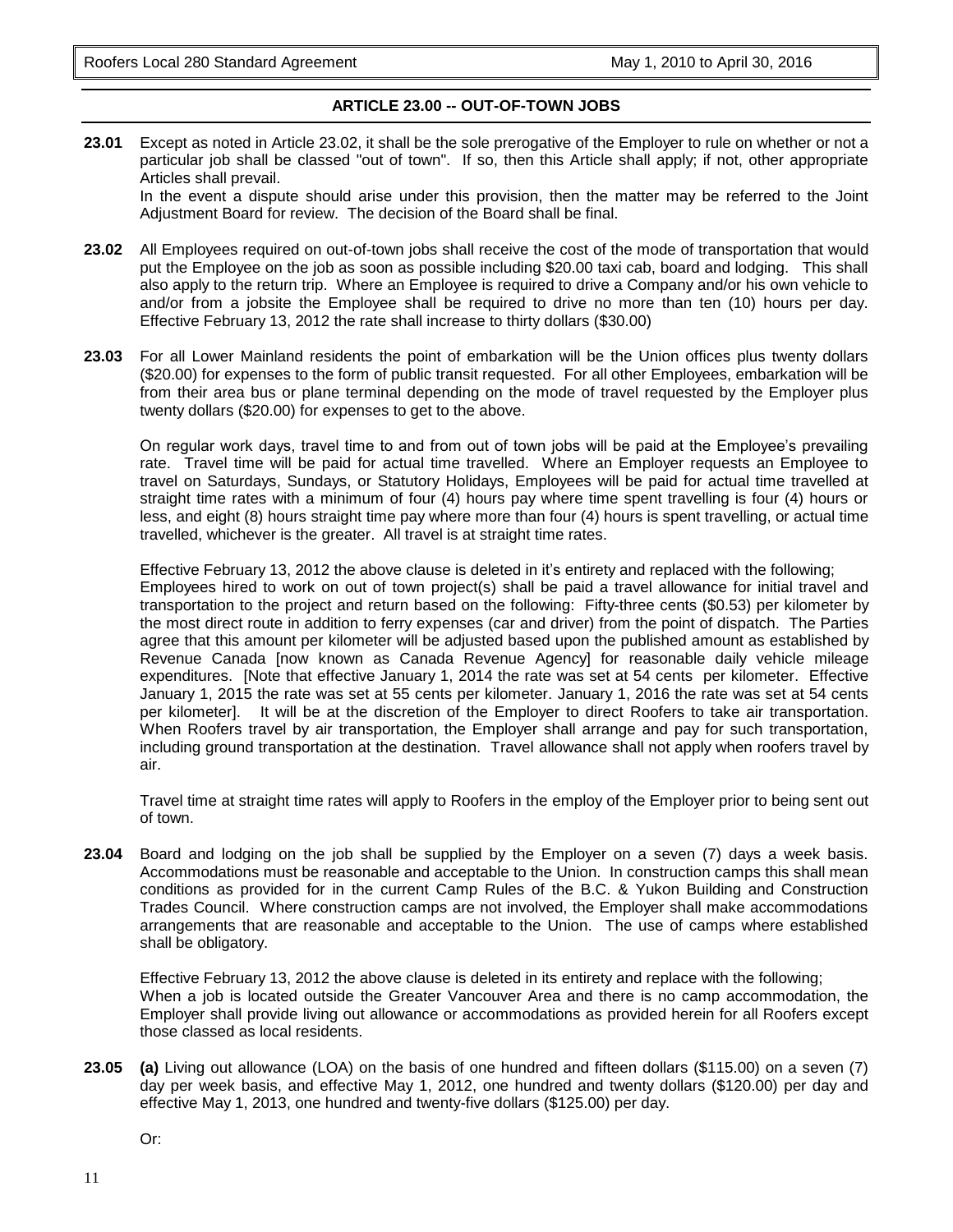## ARTICLE 23.00 -- OUT-OF-TOWN JOBS

**23.01** Except as noted in Article 23.02, it shall be the sole prerogative of the Employer to rule on whether or not a particular job shall be classed "out of town". If so, then this Article shall apply; if not, other appropriate Articles shall prevail.

In the event a dispute should arise under this provision, then the matter may be referred to the Joint Adjustment Board for review. The decision of the Board shall be final.

**23.02** All Employees required on out-of-town jobs shall receive the cost of the mode of transportation that would put the Employee on the job as soon as possible including $20.00 taxi cab, board and lodging. This shall also apply to the return trip. Where an Employee is required to drive a Company and/or his own vehicle to and/or from a jobsite the Employee shall be required to drive no more than ten (10) hours per day. Effective February 13, 2012 the rate shall increase to thirty dollars ($30.00)

**23.03** For all Lower Mainland residents the point of embarkation will be the Union offices plus twenty dollars ($20.00) for expenses to the form of public transit requested. For all other Employees, embarkation will be from their area bus or plane terminal depending on the mode of travel requested by the Employer plus twenty dollars ($20.00) for expenses to get to the above.

On regular work days, travel time to and from out of town jobs will be paid at the Employee's prevailing rate. Travel time will be paid for actual time travelled. Where an Employer requests an Employee to travel on Saturdays, Sundays, or Statutory Holidays, Employees will be paid for actual time travelled at straight time rates with a minimum of four (4) hours pay where time spent travelling is four (4) hours or less, and eight (8) hours straight time pay where more than four (4) hours is spent travelling, or actual time travelled, whichever is the greater. All travel is at straight time rates.

Effective February 13, 2012 the above clause is deleted in it's entirety and replaced with the following;
Employees hired to work on out of town project(s) shall be paid a travel allowance for initial travel and transportation to the project and return based on the following: Fifty-three cents ($0.53) per kilometer by the most direct route in addition to ferry expenses (car and driver) from the point of dispatch. The Parties agree that this amount per kilometer will be adjusted based upon the published amount as established by Revenue Canada [now known as Canada Revenue Agency] for reasonable daily vehicle mileage expenditures. [Note that effective January 1, 2014 the rate was set at 54 cents per kilometer. Effective January 1, 2015 the rate was set at 55 cents per kilometer. January 1, 2016 the rate was set at 54 cents per kilometer]. It will be at the discretion of the Employer to direct Roofers to take air transportation. When Roofers travel by air transportation, the Employer shall arrange and pay for such transportation, including ground transportation at the destination. Travel allowance shall not apply when roofers travel by air.

Travel time at straight time rates will apply to Roofers in the employ of the Employer prior to being sent out of town.

**23.04** Board and lodging on the job shall be supplied by the Employer on a seven (7) days a week basis. Accommodations must be reasonable and acceptable to the Union. In construction camps this shall mean conditions as provided for in the current Camp Rules of the B.C. & Yukon Building and Construction Trades Council. Where construction camps are not involved, the Employer shall make accommodations arrangements that are reasonable and acceptable to the Union. The use of camps where established shall be obligatory.

Effective February 13, 2012 the above clause is deleted in its entirety and replace with the following;
When a job is located outside the Greater Vancouver Area and there is no camp accommodation, the Employer shall provide living out allowance or accommodations as provided herein for all Roofers except those classed as local residents.

**23.05** **(a)** Living out allowance (LOA) on the basis of one hundred and fifteen dollars ($115.00) on a seven (7) day per week basis, and effective May 1, 2012, one hundred and twenty dollars ($120.00) per day and effective May 1, 2013, one hundred and twenty-five dollars ($125.00) per day.

Or: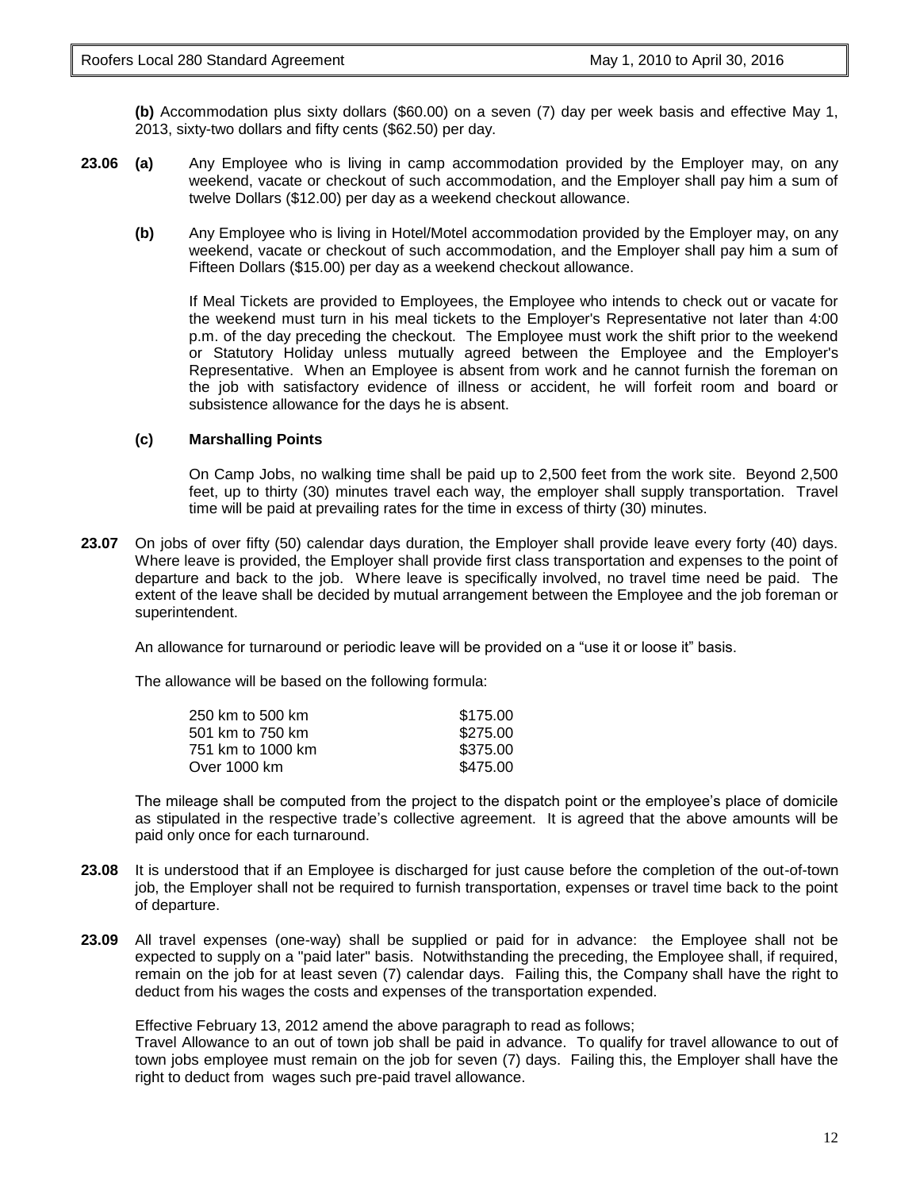**(b)** Accommodation plus sixty dollars ($60.00) on a seven (7) day per week basis and effective May 1, 2013, sixty-two dollars and fifty cents ($62.50) per day.

**23.06 (a)** Any Employee who is living in camp accommodation provided by the Employer may, on any weekend, vacate or checkout of such accommodation, and the Employer shall pay him a sum of twelve Dollars ($12.00) per day as a weekend checkout allowance.

**(b)** Any Employee who is living in Hotel/Motel accommodation provided by the Employer may, on any weekend, vacate or checkout of such accommodation, and the Employer shall pay him a sum of Fifteen Dollars ($15.00) per day as a weekend checkout allowance.

If Meal Tickets are provided to Employees, the Employee who intends to check out or vacate for the weekend must turn in his meal tickets to the Employer's Representative not later than 4:00 p.m. of the day preceding the checkout. The Employee must work the shift prior to the weekend or Statutory Holiday unless mutually agreed between the Employee and the Employer's Representative. When an Employee is absent from work and he cannot furnish the foreman on the job with satisfactory evidence of illness or accident, he will forfeit room and board or subsistence allowance for the days he is absent.

**(c) Marshalling Points**

On Camp Jobs, no walking time shall be paid up to 2,500 feet from the work site. Beyond 2,500 feet, up to thirty (30) minutes travel each way, the employer shall supply transportation. Travel time will be paid at prevailing rates for the time in excess of thirty (30) minutes.

**23.07** On jobs of over fifty (50) calendar days duration, the Employer shall provide leave every forty (40) days. Where leave is provided, the Employer shall provide first class transportation and expenses to the point of departure and back to the job. Where leave is specifically involved, no travel time need be paid. The extent of the leave shall be decided by mutual arrangement between the Employee and the job foreman or superintendent.

An allowance for turnaround or periodic leave will be provided on a "use it or loose it" basis.

The allowance will be based on the following formula:

| | |
|---|---|
| 250 km to 500 km | $175.00 |
| 501 km to 750 km | $275.00 |
| 751 km to 1000 km | $375.00 |
| Over 1000 km | $475.00 |

The mileage shall be computed from the project to the dispatch point or the employee's place of domicile as stipulated in the respective trade's collective agreement. It is agreed that the above amounts will be paid only once for each turnaround.

**23.08** It is understood that if an Employee is discharged for just cause before the completion of the out-of-town job, the Employer shall not be required to furnish transportation, expenses or travel time back to the point of departure.

**23.09** All travel expenses (one-way) shall be supplied or paid for in advance: the Employee shall not be expected to supply on a "paid later" basis. Notwithstanding the preceding, the Employee shall, if required, remain on the job for at least seven (7) calendar days. Failing this, the Company shall have the right to deduct from his wages the costs and expenses of the transportation expended.

Effective February 13, 2012 amend the above paragraph to read as follows;
Travel Allowance to an out of town job shall be paid in advance. To qualify for travel allowance to out of town jobs employee must remain on the job for seven (7) days. Failing this, the Employer shall have the right to deduct from wages such pre-paid travel allowance.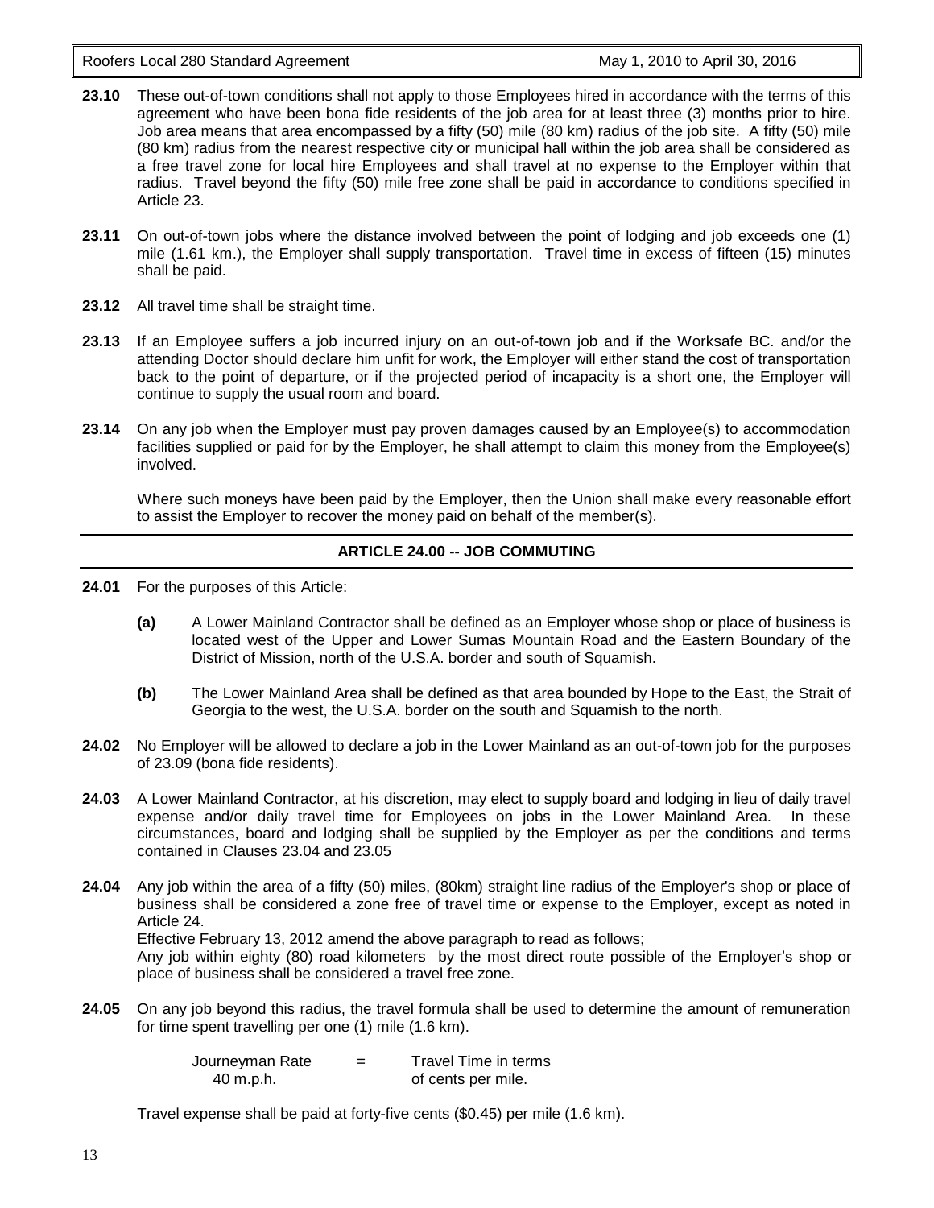**23.10** These out-of-town conditions shall not apply to those Employees hired in accordance with the terms of this agreement who have been bona fide residents of the job area for at least three (3) months prior to hire. Job area means that area encompassed by a fifty (50) mile (80 km) radius of the job site. A fifty (50) mile (80 km) radius from the nearest respective city or municipal hall within the job area shall be considered as a free travel zone for local hire Employees and shall travel at no expense to the Employer within that radius. Travel beyond the fifty (50) mile free zone shall be paid in accordance to conditions specified in Article 23.

**23.11** On out-of-town jobs where the distance involved between the point of lodging and job exceeds one (1) mile (1.61 km.), the Employer shall supply transportation. Travel time in excess of fifteen (15) minutes shall be paid.

**23.12** All travel time shall be straight time.

**23.13** If an Employee suffers a job incurred injury on an out-of-town job and if the Worksafe BC. and/or the attending Doctor should declare him unfit for work, the Employer will either stand the cost of transportation back to the point of departure, or if the projected period of incapacity is a short one, the Employer will continue to supply the usual room and board.

**23.14** On any job when the Employer must pay proven damages caused by an Employee(s) to accommodation facilities supplied or paid for by the Employer, he shall attempt to claim this money from the Employee(s) involved.

Where such moneys have been paid by the Employer, then the Union shall make every reasonable effort to assist the Employer to recover the money paid on behalf of the member(s).

## ARTICLE 24.00 -- JOB COMMUTING

**24.01** For the purposes of this Article:

**(a)** A Lower Mainland Contractor shall be defined as an Employer whose shop or place of business is located west of the Upper and Lower Sumas Mountain Road and the Eastern Boundary of the District of Mission, north of the U.S.A. border and south of Squamish.

**(b)** The Lower Mainland Area shall be defined as that area bounded by Hope to the East, the Strait of Georgia to the west, the U.S.A. border on the south and Squamish to the north.

**24.02** No Employer will be allowed to declare a job in the Lower Mainland as an out-of-town job for the purposes of 23.09 (bona fide residents).

**24.03** A Lower Mainland Contractor, at his discretion, may elect to supply board and lodging in lieu of daily travel expense and/or daily travel time for Employees on jobs in the Lower Mainland Area. In these circumstances, board and lodging shall be supplied by the Employer as per the conditions and terms contained in Clauses 23.04 and 23.05

**24.04** Any job within the area of a fifty (50) miles, (80km) straight line radius of the Employer's shop or place of business shall be considered a zone free of travel time or expense to the Employer, except as noted in Article 24.
Effective February 13, 2012 amend the above paragraph to read as follows;
Any job within eighty (80) road kilometers by the most direct route possible of the Employer's shop or place of business shall be considered a travel free zone.

**24.05** On any job beyond this radius, the travel formula shall be used to determine the amount of remuneration for time spent travelling per one (1) mile (1.6 km).

$$\frac{\text{Journeyman Rate}}{\text{40 m.p.h.}} = \text{Travel Time in terms of cents per mile.}$$

Travel expense shall be paid at forty-five cents ($0.45) per mile (1.6 km).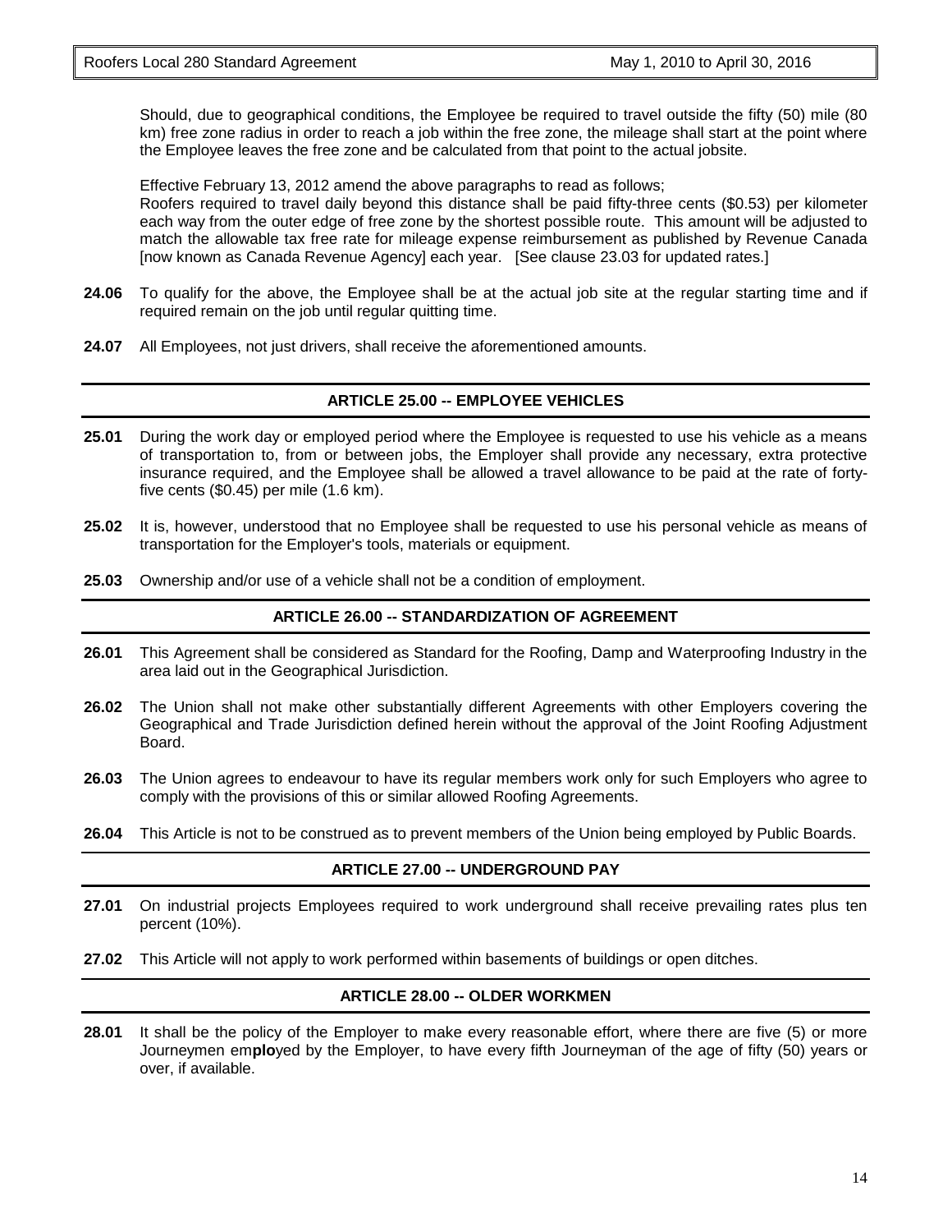Should, due to geographical conditions, the Employee be required to travel outside the fifty (50) mile (80 km) free zone radius in order to reach a job within the free zone, the mileage shall start at the point where the Employee leaves the free zone and be calculated from that point to the actual jobsite.

Effective February 13, 2012 amend the above paragraphs to read as follows;
Roofers required to travel daily beyond this distance shall be paid fifty-three cents ($0.53) per kilometer each way from the outer edge of free zone by the shortest possible route. This amount will be adjusted to match the allowable tax free rate for mileage expense reimbursement as published by Revenue Canada [now known as Canada Revenue Agency] each year. [See clause 23.03 for updated rates.]

**24.06** To qualify for the above, the Employee shall be at the actual job site at the regular starting time and if required remain on the job until regular quitting time.

**24.07** All Employees, not just drivers, shall receive the aforementioned amounts.

## ARTICLE 25.00 -- EMPLOYEE VEHICLES

**25.01** During the work day or employed period where the Employee is requested to use his vehicle as a means of transportation to, from or between jobs, the Employer shall provide any necessary, extra protective insurance required, and the Employee shall be allowed a travel allowance to be paid at the rate of forty-five cents ($0.45) per mile (1.6 km).

**25.02** It is, however, understood that no Employee shall be requested to use his personal vehicle as means of transportation for the Employer's tools, materials or equipment.

**25.03** Ownership and/or use of a vehicle shall not be a condition of employment.

## ARTICLE 26.00 -- STANDARDIZATION OF AGREEMENT

**26.01** This Agreement shall be considered as Standard for the Roofing, Damp and Waterproofing Industry in the area laid out in the Geographical Jurisdiction.

**26.02** The Union shall not make other substantially different Agreements with other Employers covering the Geographical and Trade Jurisdiction defined herein without the approval of the Joint Roofing Adjustment Board.

**26.03** The Union agrees to endeavour to have its regular members work only for such Employers who agree to comply with the provisions of this or similar allowed Roofing Agreements.

**26.04** This Article is not to be construed as to prevent members of the Union being employed by Public Boards.

## ARTICLE 27.00 -- UNDERGROUND PAY

**27.01** On industrial projects Employees required to work underground shall receive prevailing rates plus ten percent (10%).

**27.02** This Article will not apply to work performed within basements of buildings or open ditches.

## ARTICLE 28.00 -- OLDER WORKMEN

**28.01** It shall be the policy of the Employer to make every reasonable effort, where there are five (5) or more Journeymen employed by the Employer, to have every fifth Journeyman of the age of fifty (50) years or over, if available.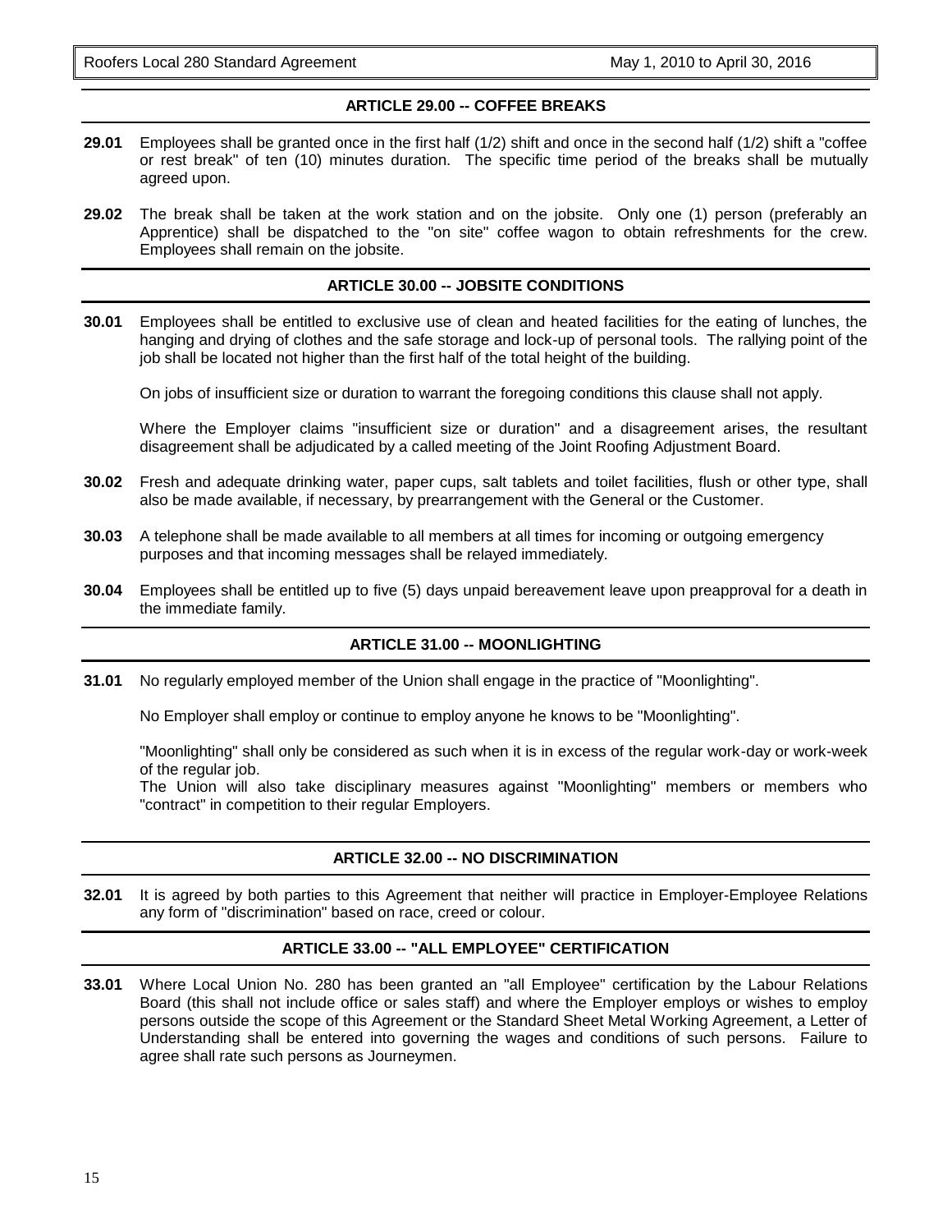## ARTICLE 29.00 -- COFFEE BREAKS

**29.01** Employees shall be granted once in the first half (1/2) shift and once in the second half (1/2) shift a "coffee or rest break" of ten (10) minutes duration. The specific time period of the breaks shall be mutually agreed upon.

**29.02** The break shall be taken at the work station and on the jobsite. Only one (1) person (preferably an Apprentice) shall be dispatched to the "on site" coffee wagon to obtain refreshments for the crew. Employees shall remain on the jobsite.

## ARTICLE 30.00 -- JOBSITE CONDITIONS

**30.01** Employees shall be entitled to exclusive use of clean and heated facilities for the eating of lunches, the hanging and drying of clothes and the safe storage and lock-up of personal tools. The rallying point of the job shall be located not higher than the first half of the total height of the building.

On jobs of insufficient size or duration to warrant the foregoing conditions this clause shall not apply.

Where the Employer claims "insufficient size or duration" and a disagreement arises, the resultant disagreement shall be adjudicated by a called meeting of the Joint Roofing Adjustment Board.

**30.02** Fresh and adequate drinking water, paper cups, salt tablets and toilet facilities, flush or other type, shall also be made available, if necessary, by prearrangement with the General or the Customer.

**30.03** A telephone shall be made available to all members at all times for incoming or outgoing emergency purposes and that incoming messages shall be relayed immediately.

**30.04** Employees shall be entitled up to five (5) days unpaid bereavement leave upon preapproval for a death in the immediate family.

## ARTICLE 31.00 -- MOONLIGHTING

**31.01** No regularly employed member of the Union shall engage in the practice of "Moonlighting".

No Employer shall employ or continue to employ anyone he knows to be "Moonlighting".

"Moonlighting" shall only be considered as such when it is in excess of the regular work-day or work-week of the regular job.
The Union will also take disciplinary measures against "Moonlighting" members or members who "contract" in competition to their regular Employers.

## ARTICLE 32.00 -- NO DISCRIMINATION

**32.01** It is agreed by both parties to this Agreement that neither will practice in Employer-Employee Relations any form of "discrimination" based on race, creed or colour.

## ARTICLE 33.00 -- "ALL EMPLOYEE" CERTIFICATION

**33.01** Where Local Union No. 280 has been granted an "all Employee" certification by the Labour Relations Board (this shall not include office or sales staff) and where the Employer employs or wishes to employ persons outside the scope of this Agreement or the Standard Sheet Metal Working Agreement, a Letter of Understanding shall be entered into governing the wages and conditions of such persons. Failure to agree shall rate such persons as Journeymen.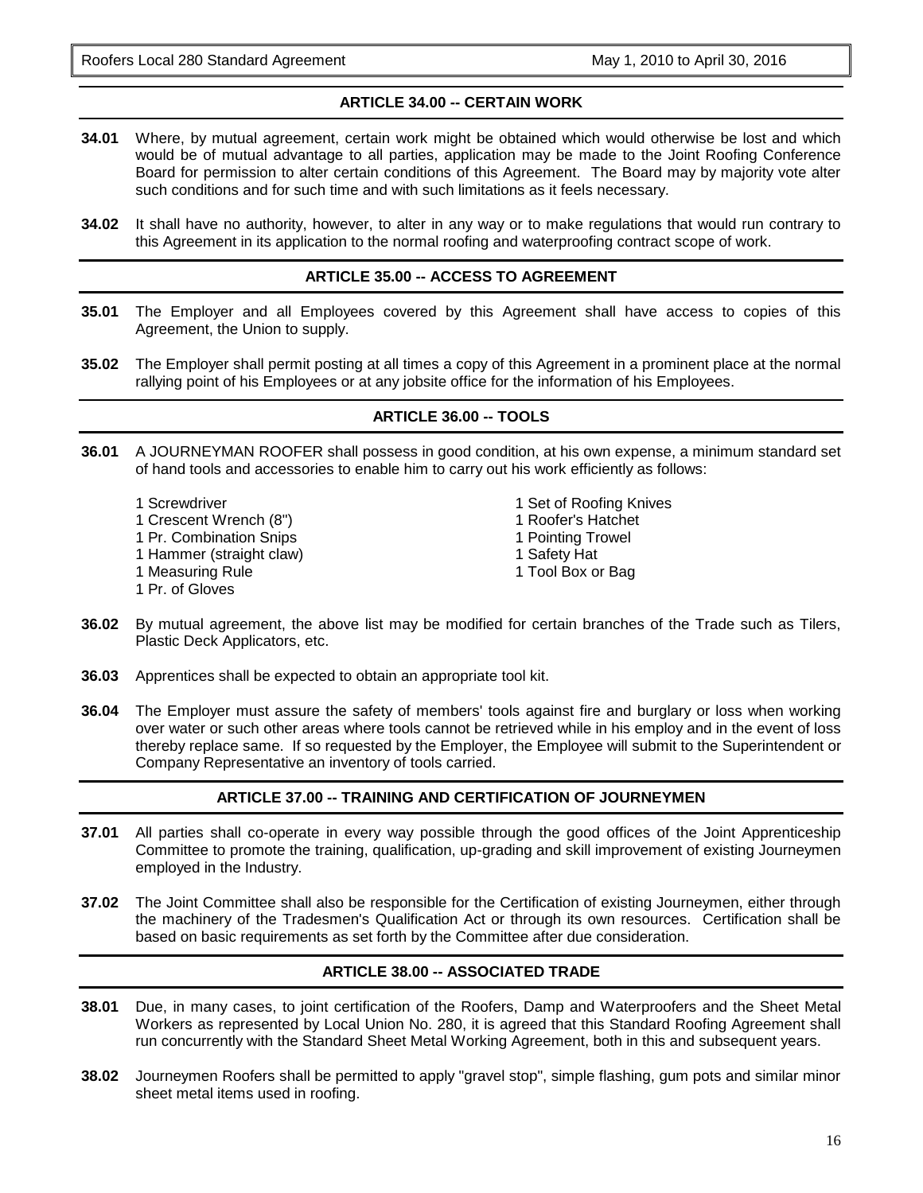## ARTICLE 34.00 -- CERTAIN WORK

**34.01** Where, by mutual agreement, certain work might be obtained which would otherwise be lost and which would be of mutual advantage to all parties, application may be made to the Joint Roofing Conference Board for permission to alter certain conditions of this Agreement. The Board may by majority vote alter such conditions and for such time and with such limitations as it feels necessary.

**34.02** It shall have no authority, however, to alter in any way or to make regulations that would run contrary to this Agreement in its application to the normal roofing and waterproofing contract scope of work.

## ARTICLE 35.00 -- ACCESS TO AGREEMENT

**35.01** The Employer and all Employees covered by this Agreement shall have access to copies of this Agreement, the Union to supply.

**35.02** The Employer shall permit posting at all times a copy of this Agreement in a prominent place at the normal rallying point of his Employees or at any jobsite office for the information of his Employees.

## ARTICLE 36.00 -- TOOLS

**36.01** A JOURNEYMAN ROOFER shall possess in good condition, at his own expense, a minimum standard set of hand tools and accessories to enable him to carry out his work efficiently as follows:

- 1 Screwdriver
- 1 Crescent Wrench (8")
- 1 Pr. Combination Snips
- 1 Hammer (straight claw)
- 1 Measuring Rule
- 1 Pr. of Gloves
- 1 Set of Roofing Knives
- 1 Roofer's Hatchet
- 1 Pointing Trowel
- 1 Safety Hat
- 1 Tool Box or Bag

**36.02** By mutual agreement, the above list may be modified for certain branches of the Trade such as Tilers, Plastic Deck Applicators, etc.

**36.03** Apprentices shall be expected to obtain an appropriate tool kit.

**36.04** The Employer must assure the safety of members' tools against fire and burglary or loss when working over water or such other areas where tools cannot be retrieved while in his employ and in the event of loss thereby replace same. If so requested by the Employer, the Employee will submit to the Superintendent or Company Representative an inventory of tools carried.

## ARTICLE 37.00 -- TRAINING AND CERTIFICATION OF JOURNEYMEN

**37.01** All parties shall co-operate in every way possible through the good offices of the Joint Apprenticeship Committee to promote the training, qualification, up-grading and skill improvement of existing Journeymen employed in the Industry.

**37.02** The Joint Committee shall also be responsible for the Certification of existing Journeymen, either through the machinery of the Tradesmen's Qualification Act or through its own resources. Certification shall be based on basic requirements as set forth by the Committee after due consideration.

## ARTICLE 38.00 -- ASSOCIATED TRADE

**38.01** Due, in many cases, to joint certification of the Roofers, Damp and Waterproofers and the Sheet Metal Workers as represented by Local Union No. 280, it is agreed that this Standard Roofing Agreement shall run concurrently with the Standard Sheet Metal Working Agreement, both in this and subsequent years.

**38.02** Journeymen Roofers shall be permitted to apply "gravel stop", simple flashing, gum pots and similar minor sheet metal items used in roofing.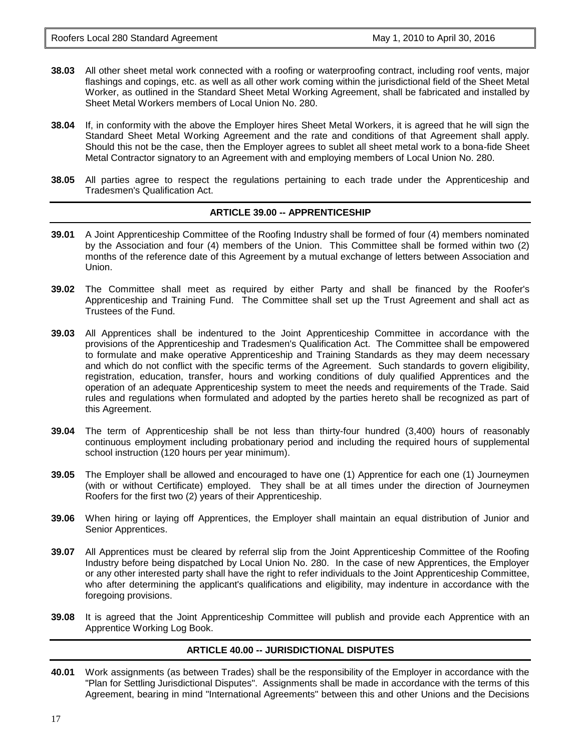**38.03** All other sheet metal work connected with a roofing or waterproofing contract, including roof vents, major flashings and copings, etc. as well as all other work coming within the jurisdictional field of the Sheet Metal Worker, as outlined in the Standard Sheet Metal Working Agreement, shall be fabricated and installed by Sheet Metal Workers members of Local Union No. 280.

**38.04** If, in conformity with the above the Employer hires Sheet Metal Workers, it is agreed that he will sign the Standard Sheet Metal Working Agreement and the rate and conditions of that Agreement shall apply. Should this not be the case, then the Employer agrees to sublet all sheet metal work to a bona-fide Sheet Metal Contractor signatory to an Agreement with and employing members of Local Union No. 280.

**38.05** All parties agree to respect the regulations pertaining to each trade under the Apprenticeship and Tradesmen's Qualification Act.

## ARTICLE 39.00 -- APPRENTICESHIP

**39.01** A Joint Apprenticeship Committee of the Roofing Industry shall be formed of four (4) members nominated by the Association and four (4) members of the Union. This Committee shall be formed within two (2) months of the reference date of this Agreement by a mutual exchange of letters between Association and Union.

**39.02** The Committee shall meet as required by either Party and shall be financed by the Roofer's Apprenticeship and Training Fund. The Committee shall set up the Trust Agreement and shall act as Trustees of the Fund.

**39.03** All Apprentices shall be indentured to the Joint Apprenticeship Committee in accordance with the provisions of the Apprenticeship and Tradesmen's Qualification Act. The Committee shall be empowered to formulate and make operative Apprenticeship and Training Standards as they may deem necessary and which do not conflict with the specific terms of the Agreement. Such standards to govern eligibility, registration, education, transfer, hours and working conditions of duly qualified Apprentices and the operation of an adequate Apprenticeship system to meet the needs and requirements of the Trade. Said rules and regulations when formulated and adopted by the parties hereto shall be recognized as part of this Agreement.

**39.04** The term of Apprenticeship shall be not less than thirty-four hundred (3,400) hours of reasonably continuous employment including probationary period and including the required hours of supplemental school instruction (120 hours per year minimum).

**39.05** The Employer shall be allowed and encouraged to have one (1) Apprentice for each one (1) Journeymen (with or without Certificate) employed. They shall be at all times under the direction of Journeymen Roofers for the first two (2) years of their Apprenticeship.

**39.06** When hiring or laying off Apprentices, the Employer shall maintain an equal distribution of Junior and Senior Apprentices.

**39.07** All Apprentices must be cleared by referral slip from the Joint Apprenticeship Committee of the Roofing Industry before being dispatched by Local Union No. 280. In the case of new Apprentices, the Employer or any other interested party shall have the right to refer individuals to the Joint Apprenticeship Committee, who after determining the applicant's qualifications and eligibility, may indenture in accordance with the foregoing provisions.

**39.08** It is agreed that the Joint Apprenticeship Committee will publish and provide each Apprentice with an Apprentice Working Log Book.

## ARTICLE 40.00 -- JURISDICTIONAL DISPUTES

**40.01** Work assignments (as between Trades) shall be the responsibility of the Employer in accordance with the "Plan for Settling Jurisdictional Disputes". Assignments shall be made in accordance with the terms of this Agreement, bearing in mind "International Agreements" between this and other Unions and the Decisions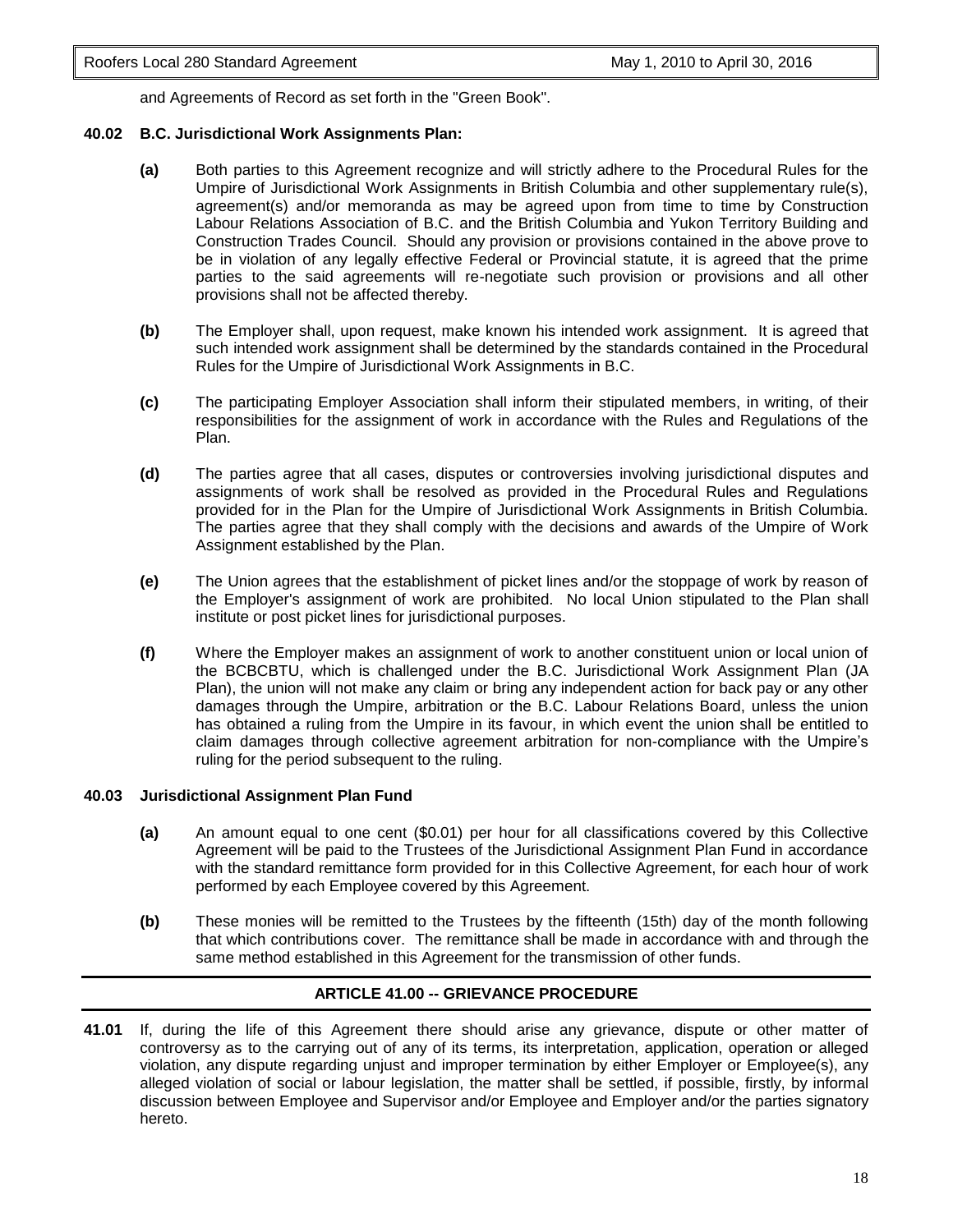and Agreements of Record as set forth in the "Green Book".

**40.02 B.C. Jurisdictional Work Assignments Plan:**

**(a)** Both parties to this Agreement recognize and will strictly adhere to the Procedural Rules for the Umpire of Jurisdictional Work Assignments in British Columbia and other supplementary rule(s), agreement(s) and/or memoranda as may be agreed upon from time to time by Construction Labour Relations Association of B.C. and the British Columbia and Yukon Territory Building and Construction Trades Council. Should any provision or provisions contained in the above prove to be in violation of any legally effective Federal or Provincial statute, it is agreed that the prime parties to the said agreements will re-negotiate such provision or provisions and all other provisions shall not be affected thereby.

**(b)** The Employer shall, upon request, make known his intended work assignment. It is agreed that such intended work assignment shall be determined by the standards contained in the Procedural Rules for the Umpire of Jurisdictional Work Assignments in B.C.

**(c)** The participating Employer Association shall inform their stipulated members, in writing, of their responsibilities for the assignment of work in accordance with the Rules and Regulations of the Plan.

**(d)** The parties agree that all cases, disputes or controversies involving jurisdictional disputes and assignments of work shall be resolved as provided in the Procedural Rules and Regulations provided for in the Plan for the Umpire of Jurisdictional Work Assignments in British Columbia. The parties agree that they shall comply with the decisions and awards of the Umpire of Work Assignment established by the Plan.

**(e)** The Union agrees that the establishment of picket lines and/or the stoppage of work by reason of the Employer's assignment of work are prohibited. No local Union stipulated to the Plan shall institute or post picket lines for jurisdictional purposes.

**(f)** Where the Employer makes an assignment of work to another constituent union or local union of the BCBCBTU, which is challenged under the B.C. Jurisdictional Work Assignment Plan (JA Plan), the union will not make any claim or bring any independent action for back pay or any other damages through the Umpire, arbitration or the B.C. Labour Relations Board, unless the union has obtained a ruling from the Umpire in its favour, in which event the union shall be entitled to claim damages through collective agreement arbitration for non-compliance with the Umpire's ruling for the period subsequent to the ruling.

**40.03 Jurisdictional Assignment Plan Fund**

**(a)** An amount equal to one cent ($0.01) per hour for all classifications covered by this Collective Agreement will be paid to the Trustees of the Jurisdictional Assignment Plan Fund in accordance with the standard remittance form provided for in this Collective Agreement, for each hour of work performed by each Employee covered by this Agreement.

**(b)** These monies will be remitted to the Trustees by the fifteenth (15th) day of the month following that which contributions cover. The remittance shall be made in accordance with and through the same method established in this Agreement for the transmission of other funds.

## ARTICLE 41.00 -- GRIEVANCE PROCEDURE

**41.01** If, during the life of this Agreement there should arise any grievance, dispute or other matter of controversy as to the carrying out of any of its terms, its interpretation, application, operation or alleged violation, any dispute regarding unjust and improper termination by either Employer or Employee(s), any alleged violation of social or labour legislation, the matter shall be settled, if possible, firstly, by informal discussion between Employee and Supervisor and/or Employee and Employer and/or the parties signatory hereto.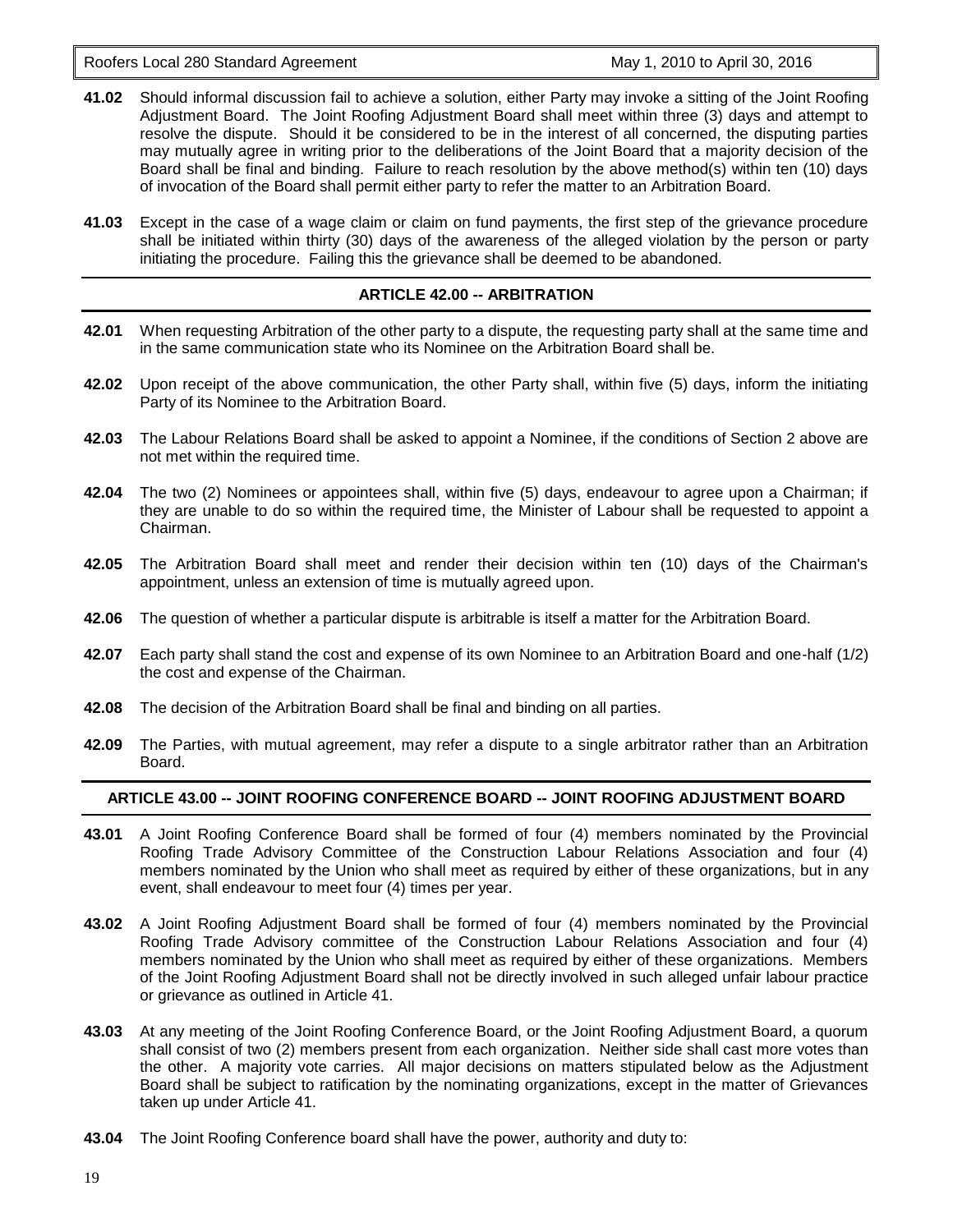**41.02** Should informal discussion fail to achieve a solution, either Party may invoke a sitting of the Joint Roofing Adjustment Board. The Joint Roofing Adjustment Board shall meet within three (3) days and attempt to resolve the dispute. Should it be considered to be in the interest of all concerned, the disputing parties may mutually agree in writing prior to the deliberations of the Joint Board that a majority decision of the Board shall be final and binding. Failure to reach resolution by the above method(s) within ten (10) days of invocation of the Board shall permit either party to refer the matter to an Arbitration Board.

**41.03** Except in the case of a wage claim or claim on fund payments, the first step of the grievance procedure shall be initiated within thirty (30) days of the awareness of the alleged violation by the person or party initiating the procedure. Failing this the grievance shall be deemed to be abandoned.

## ARTICLE 42.00 -- ARBITRATION

**42.01** When requesting Arbitration of the other party to a dispute, the requesting party shall at the same time and in the same communication state who its Nominee on the Arbitration Board shall be.

**42.02** Upon receipt of the above communication, the other Party shall, within five (5) days, inform the initiating Party of its Nominee to the Arbitration Board.

**42.03** The Labour Relations Board shall be asked to appoint a Nominee, if the conditions of Section 2 above are not met within the required time.

**42.04** The two (2) Nominees or appointees shall, within five (5) days, endeavour to agree upon a Chairman; if they are unable to do so within the required time, the Minister of Labour shall be requested to appoint a Chairman.

**42.05** The Arbitration Board shall meet and render their decision within ten (10) days of the Chairman's appointment, unless an extension of time is mutually agreed upon.

**42.06** The question of whether a particular dispute is arbitrable is itself a matter for the Arbitration Board.

**42.07** Each party shall stand the cost and expense of its own Nominee to an Arbitration Board and one-half (1/2) the cost and expense of the Chairman.

**42.08** The decision of the Arbitration Board shall be final and binding on all parties.

**42.09** The Parties, with mutual agreement, may refer a dispute to a single arbitrator rather than an Arbitration Board.

## ARTICLE 43.00 -- JOINT ROOFING CONFERENCE BOARD -- JOINT ROOFING ADJUSTMENT BOARD

**43.01** A Joint Roofing Conference Board shall be formed of four (4) members nominated by the Provincial Roofing Trade Advisory Committee of the Construction Labour Relations Association and four (4) members nominated by the Union who shall meet as required by either of these organizations, but in any event, shall endeavour to meet four (4) times per year.

**43.02** A Joint Roofing Adjustment Board shall be formed of four (4) members nominated by the Provincial Roofing Trade Advisory committee of the Construction Labour Relations Association and four (4) members nominated by the Union who shall meet as required by either of these organizations. Members of the Joint Roofing Adjustment Board shall not be directly involved in such alleged unfair labour practice or grievance as outlined in Article 41.

**43.03** At any meeting of the Joint Roofing Conference Board, or the Joint Roofing Adjustment Board, a quorum shall consist of two (2) members present from each organization. Neither side shall cast more votes than the other. A majority vote carries. All major decisions on matters stipulated below as the Adjustment Board shall be subject to ratification by the nominating organizations, except in the matter of Grievances taken up under Article 41.

**43.04** The Joint Roofing Conference board shall have the power, authority and duty to: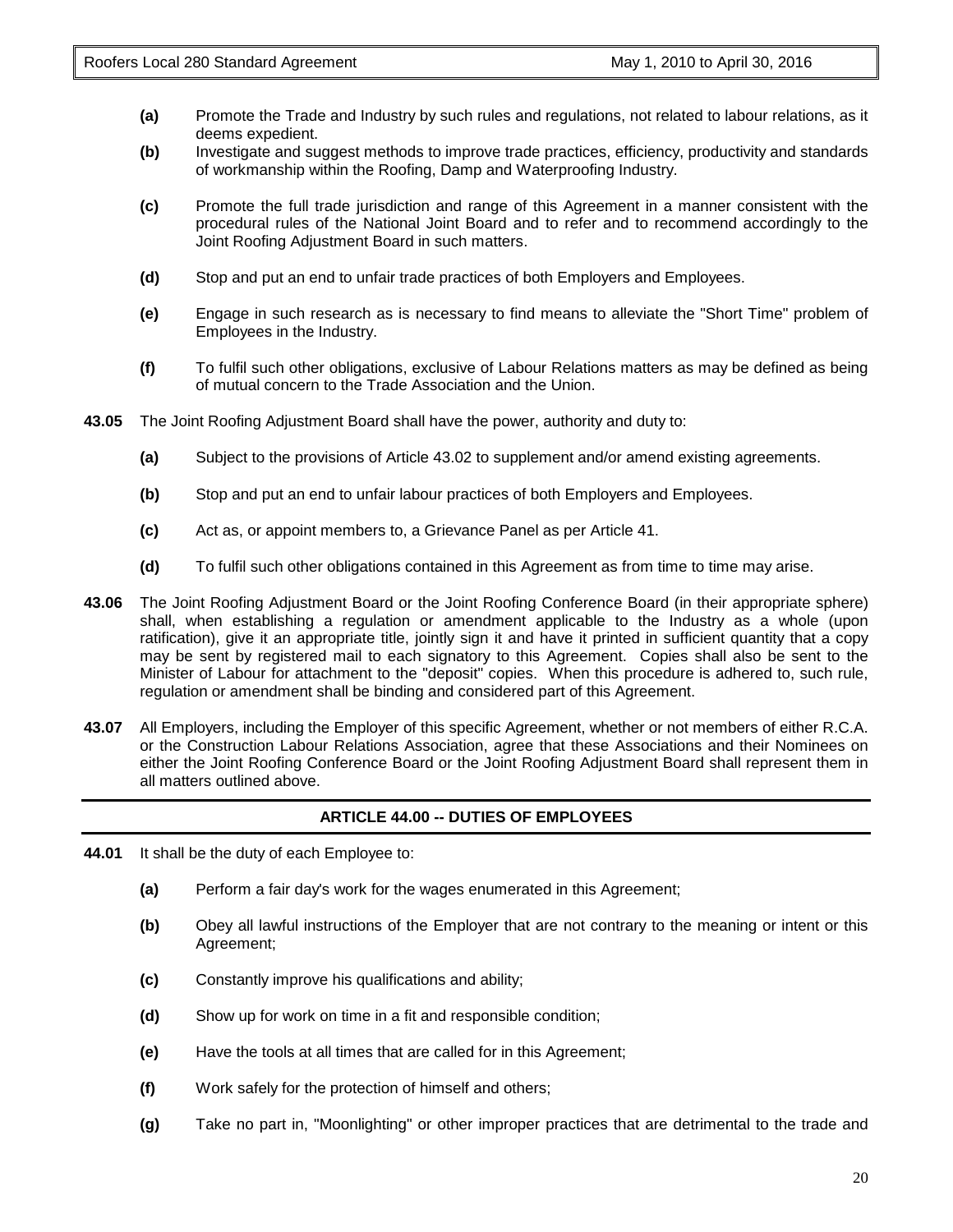- **(a)** Promote the Trade and Industry by such rules and regulations, not related to labour relations, as it deems expedient.
- **(b)** Investigate and suggest methods to improve trade practices, efficiency, productivity and standards of workmanship within the Roofing, Damp and Waterproofing Industry.
- **(c)** Promote the full trade jurisdiction and range of this Agreement in a manner consistent with the procedural rules of the National Joint Board and to refer and to recommend accordingly to the Joint Roofing Adjustment Board in such matters.
- **(d)** Stop and put an end to unfair trade practices of both Employers and Employees.
- **(e)** Engage in such research as is necessary to find means to alleviate the "Short Time" problem of Employees in the Industry.
- **(f)** To fulfil such other obligations, exclusive of Labour Relations matters as may be defined as being of mutual concern to the Trade Association and the Union.

**43.05** The Joint Roofing Adjustment Board shall have the power, authority and duty to:

- **(a)** Subject to the provisions of Article 43.02 to supplement and/or amend existing agreements.
- **(b)** Stop and put an end to unfair labour practices of both Employers and Employees.
- **(c)** Act as, or appoint members to, a Grievance Panel as per Article 41.
- **(d)** To fulfil such other obligations contained in this Agreement as from time to time may arise.

**43.06** The Joint Roofing Adjustment Board or the Joint Roofing Conference Board (in their appropriate sphere) shall, when establishing a regulation or amendment applicable to the Industry as a whole (upon ratification), give it an appropriate title, jointly sign it and have it printed in sufficient quantity that a copy may be sent by registered mail to each signatory to this Agreement. Copies shall also be sent to the Minister of Labour for attachment to the "deposit" copies. When this procedure is adhered to, such rule, regulation or amendment shall be binding and considered part of this Agreement.

**43.07** All Employers, including the Employer of this specific Agreement, whether or not members of either R.C.A. or the Construction Labour Relations Association, agree that these Associations and their Nominees on either the Joint Roofing Conference Board or the Joint Roofing Adjustment Board shall represent them in all matters outlined above.

## ARTICLE 44.00 -- DUTIES OF EMPLOYEES

**44.01** It shall be the duty of each Employee to:

- **(a)** Perform a fair day's work for the wages enumerated in this Agreement;
- **(b)** Obey all lawful instructions of the Employer that are not contrary to the meaning or intent or this Agreement;
- **(c)** Constantly improve his qualifications and ability;
- **(d)** Show up for work on time in a fit and responsible condition;
- **(e)** Have the tools at all times that are called for in this Agreement;
- **(f)** Work safely for the protection of himself and others;
- **(g)** Take no part in, "Moonlighting" or other improper practices that are detrimental to the trade and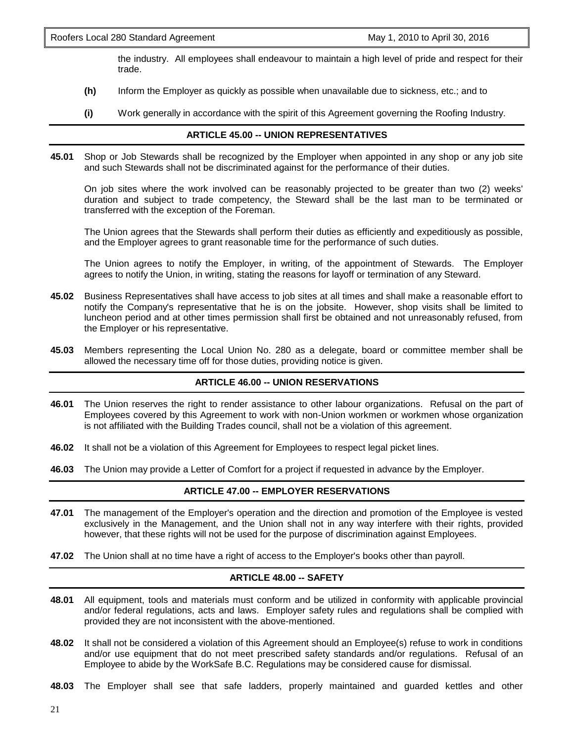the industry. All employees shall endeavour to maintain a high level of pride and respect for their trade.

**(h)** Inform the Employer as quickly as possible when unavailable due to sickness, etc.; and to

**(i)** Work generally in accordance with the spirit of this Agreement governing the Roofing Industry.

## ARTICLE 45.00 -- UNION REPRESENTATIVES

**45.01** Shop or Job Stewards shall be recognized by the Employer when appointed in any shop or any job site and such Stewards shall not be discriminated against for the performance of their duties.

On job sites where the work involved can be reasonably projected to be greater than two (2) weeks' duration and subject to trade competency, the Steward shall be the last man to be terminated or transferred with the exception of the Foreman.

The Union agrees that the Stewards shall perform their duties as efficiently and expeditiously as possible, and the Employer agrees to grant reasonable time for the performance of such duties.

The Union agrees to notify the Employer, in writing, of the appointment of Stewards. The Employer agrees to notify the Union, in writing, stating the reasons for layoff or termination of any Steward.

**45.02** Business Representatives shall have access to job sites at all times and shall make a reasonable effort to notify the Company's representative that he is on the jobsite. However, shop visits shall be limited to luncheon period and at other times permission shall first be obtained and not unreasonably refused, from the Employer or his representative.

**45.03** Members representing the Local Union No. 280 as a delegate, board or committee member shall be allowed the necessary time off for those duties, providing notice is given.

## ARTICLE 46.00 -- UNION RESERVATIONS

**46.01** The Union reserves the right to render assistance to other labour organizations. Refusal on the part of Employees covered by this Agreement to work with non-Union workmen or workmen whose organization is not affiliated with the Building Trades council, shall not be a violation of this agreement.

**46.02** It shall not be a violation of this Agreement for Employees to respect legal picket lines.

**46.03** The Union may provide a Letter of Comfort for a project if requested in advance by the Employer.

## ARTICLE 47.00 -- EMPLOYER RESERVATIONS

**47.01** The management of the Employer's operation and the direction and promotion of the Employee is vested exclusively in the Management, and the Union shall not in any way interfere with their rights, provided however, that these rights will not be used for the purpose of discrimination against Employees.

**47.02** The Union shall at no time have a right of access to the Employer's books other than payroll.

## ARTICLE 48.00 -- SAFETY

**48.01** All equipment, tools and materials must conform and be utilized in conformity with applicable provincial and/or federal regulations, acts and laws. Employer safety rules and regulations shall be complied with provided they are not inconsistent with the above-mentioned.

**48.02** It shall not be considered a violation of this Agreement should an Employee(s) refuse to work in conditions and/or use equipment that do not meet prescribed safety standards and/or regulations. Refusal of an Employee to abide by the WorkSafe B.C. Regulations may be considered cause for dismissal.

**48.03** The Employer shall see that safe ladders, properly maintained and guarded kettles and other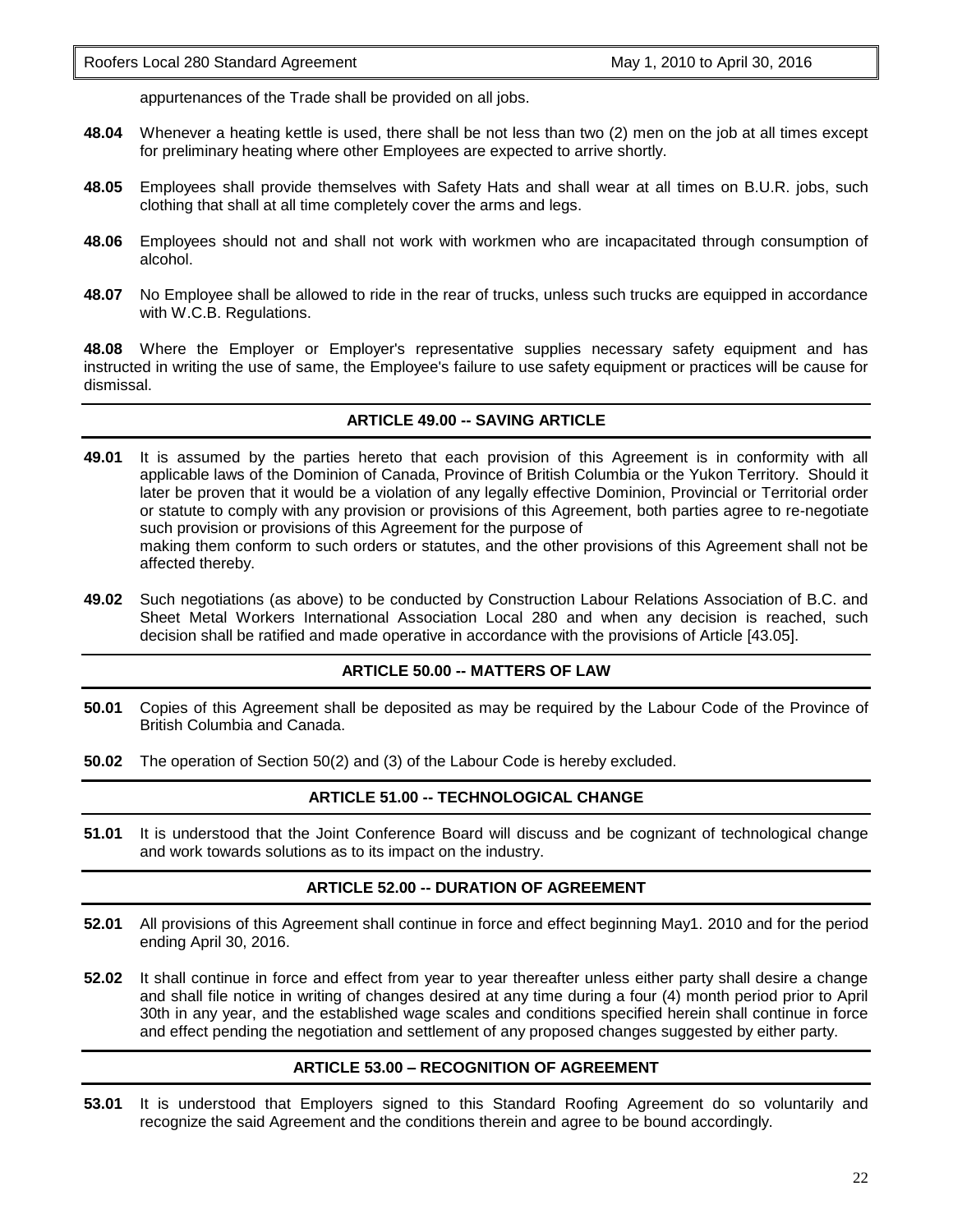appurtenances of the Trade shall be provided on all jobs.

**48.04** Whenever a heating kettle is used, there shall be not less than two (2) men on the job at all times except for preliminary heating where other Employees are expected to arrive shortly.

**48.05** Employees shall provide themselves with Safety Hats and shall wear at all times on B.U.R. jobs, such clothing that shall at all time completely cover the arms and legs.

**48.06** Employees should not and shall not work with workmen who are incapacitated through consumption of alcohol.

**48.07** No Employee shall be allowed to ride in the rear of trucks, unless such trucks are equipped in accordance with W.C.B. Regulations.

**48.08** Where the Employer or Employer's representative supplies necessary safety equipment and has instructed in writing the use of same, the Employee's failure to use safety equipment or practices will be cause for dismissal.

## ARTICLE 49.00 -- SAVING ARTICLE

**49.01** It is assumed by the parties hereto that each provision of this Agreement is in conformity with all applicable laws of the Dominion of Canada, Province of British Columbia or the Yukon Territory. Should it later be proven that it would be a violation of any legally effective Dominion, Provincial or Territorial order or statute to comply with any provision or provisions of this Agreement, both parties agree to re-negotiate such provision or provisions of this Agreement for the purpose of
making them conform to such orders or statutes, and the other provisions of this Agreement shall not be affected thereby.

**49.02** Such negotiations (as above) to be conducted by Construction Labour Relations Association of B.C. and Sheet Metal Workers International Association Local 280 and when any decision is reached, such decision shall be ratified and made operative in accordance with the provisions of Article [43.05].

## ARTICLE 50.00 -- MATTERS OF LAW

**50.01** Copies of this Agreement shall be deposited as may be required by the Labour Code of the Province of British Columbia and Canada.

**50.02** The operation of Section 50(2) and (3) of the Labour Code is hereby excluded.

## ARTICLE 51.00 -- TECHNOLOGICAL CHANGE

**51.01** It is understood that the Joint Conference Board will discuss and be cognizant of technological change and work towards solutions as to its impact on the industry.

## ARTICLE 52.00 -- DURATION OF AGREEMENT

**52.01** All provisions of this Agreement shall continue in force and effect beginning May1. 2010 and for the period ending April 30, 2016.

**52.02** It shall continue in force and effect from year to year thereafter unless either party shall desire a change and shall file notice in writing of changes desired at any time during a four (4) month period prior to April 30th in any year, and the established wage scales and conditions specified herein shall continue in force and effect pending the negotiation and settlement of any proposed changes suggested by either party.

## ARTICLE 53.00 – RECOGNITION OF AGREEMENT

**53.01** It is understood that Employers signed to this Standard Roofing Agreement do so voluntarily and recognize the said Agreement and the conditions therein and agree to be bound accordingly.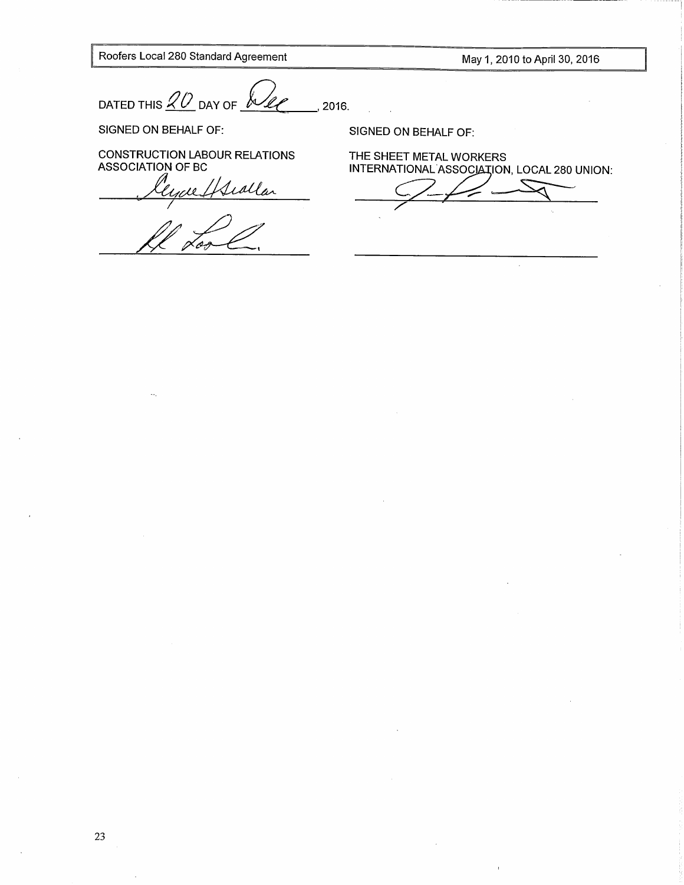DATED THIS 20 DAY OF Dec, 2016.

SIGNED ON BEHALF OF:

CONSTRUCTION LABOUR RELATIONS ASSOCIATION OF BC

_______________________________

_______________________________

SIGNED ON BEHALF OF:

THE SHEET METAL WORKERS INTERNATIONAL ASSOCIATION, LOCAL 280 UNION:

_______________________________

_______________________________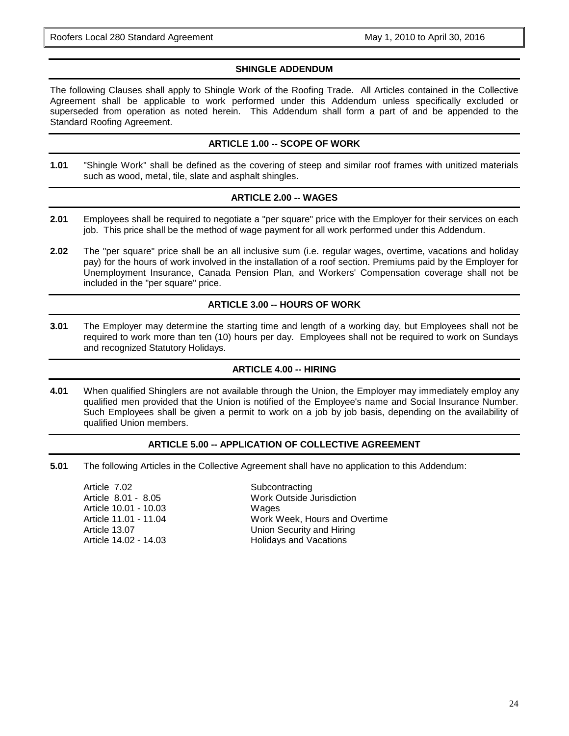## SHINGLE ADDENDUM

The following Clauses shall apply to Shingle Work of the Roofing Trade. All Articles contained in the Collective Agreement shall be applicable to work performed under this Addendum unless specifically excluded or superseded from operation as noted herein. This Addendum shall form a part of and be appended to the Standard Roofing Agreement.

### ARTICLE 1.00 -- SCOPE OF WORK

**1.01** "Shingle Work" shall be defined as the covering of steep and similar roof frames with unitized materials such as wood, metal, tile, slate and asphalt shingles.

### ARTICLE 2.00 -- WAGES

**2.01** Employees shall be required to negotiate a "per square" price with the Employer for their services on each job. This price shall be the method of wage payment for all work performed under this Addendum.

**2.02** The "per square" price shall be an all inclusive sum (i.e. regular wages, overtime, vacations and holiday pay) for the hours of work involved in the installation of a roof section. Premiums paid by the Employer for Unemployment Insurance, Canada Pension Plan, and Workers' Compensation coverage shall not be included in the "per square" price.

### ARTICLE 3.00 -- HOURS OF WORK

**3.01** The Employer may determine the starting time and length of a working day, but Employees shall not be required to work more than ten (10) hours per day. Employees shall not be required to work on Sundays and recognized Statutory Holidays.

### ARTICLE 4.00 -- HIRING

**4.01** When qualified Shinglers are not available through the Union, the Employer may immediately employ any qualified men provided that the Union is notified of the Employee's name and Social Insurance Number. Such Employees shall be given a permit to work on a job by job basis, depending on the availability of qualified Union members.

### ARTICLE 5.00 -- APPLICATION OF COLLECTIVE AGREEMENT

**5.01** The following Articles in the Collective Agreement shall have no application to this Addendum:

| | |
|---|---|
| Article 7.02 | Subcontracting |
| Article 8.01 - 8.05 | Work Outside Jurisdiction |
| Article 10.01 - 10.03 | Wages |
| Article 11.01 - 11.04 | Work Week, Hours and Overtime |
| Article 13.07 | Union Security and Hiring |
| Article 14.02 - 14.03 | Holidays and Vacations |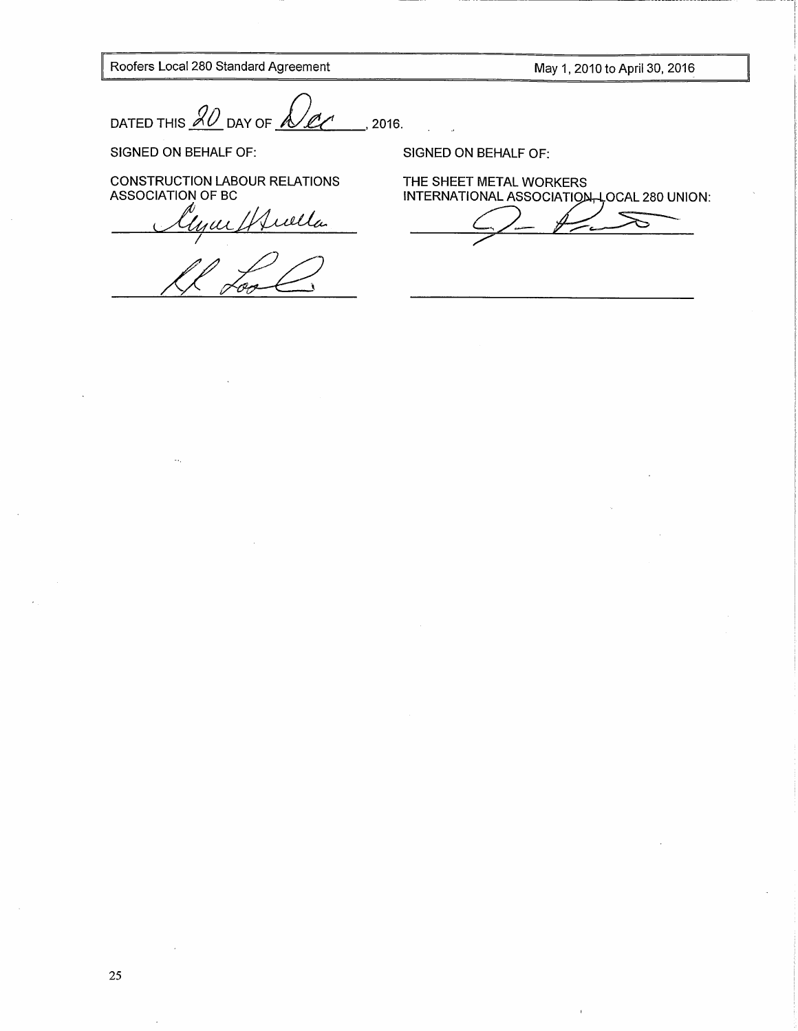DATED THIS 20 DAY OF Dec, 2016.

SIGNED ON BEHALF OF:

CONSTRUCTION LABOUR RELATIONS ASSOCIATION OF BC

_______________________________

_______________________________

SIGNED ON BEHALF OF:

THE SHEET METAL WORKERS INTERNATIONAL ASSOCIATION, LOCAL 280 UNION:

_______________________________

_______________________________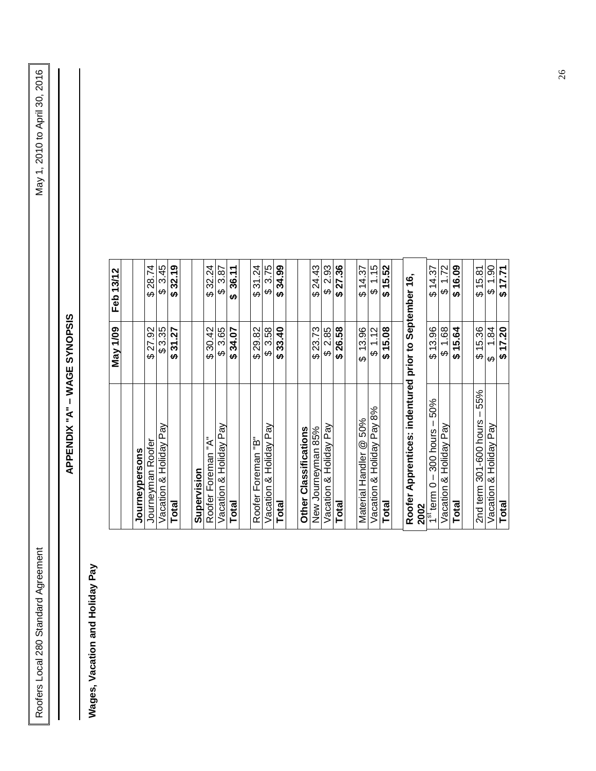# APPENDIX "A" – WAGE SYNOPSIS

## Wages, Vacation and Holiday Pay

| | May 1/09 | Feb 13/12 |
|---|---|---|
| | | |
| **Journeypersons** | | |
| Journeyman Roofer | $ 27.92 | $ 28.74 |
| Vacation & Holiday Pay | $ 3.35 | $ 3.45 |
| **Total** | **$ 31.27** | **$ 32.19** |
| | | |
| **Supervision** | | |
| Roofer Foreman "A" | $ 30.42 | $ 32.24 |
| Vacation & Holiday Pay | $ 3.65 | $ 3.87 |
| **Total** | **$ 34.07** | **$ 36.11** |
| | | |
| Roofer Foreman "B" | $ 29.82 | $ 31.24 |
| Vacation & Holiday Pay | $ 3.58 | $ 3.75 |
| **Total** | **$ 33.40** | **$ 34.99** |
| | | |
| **Other Classifications** | | |
| New Journeyman 85% | $ 23.73 | $ 24.43 |
| Vacation & Holiday Pay | $ 2.85 | $ 2.93 |
| **Total** | **$ 26.58** | **$ 27.36** |
| | | |
| Material Handler @ 50% | $ 13.96 | $ 14.37 |
| Vacation & Holiday Pay 8% | $ 1.12 | $ 1.15 |
| **Total** | **$ 15.08** | **$ 15.52** |
| | | |
| **Roofer Apprentices: indentured prior to September 16, 2002** | | |
| 1st term 0 – 300 hours – 50% | $ 13.96 | $ 14.37 |
| Vacation & Holiday Pay | $ 1.68 | $ 1.72 |
| **Total** | **$ 15.64** | **$ 16.09** |
| | | |
| 2nd term 301-600 hours – 55% | $ 15.36 | $ 15.81 |
| Vacation & Holiday Pay | $ 1.84 | $ 1.90 |
| **Total** | **$ 17.20** | **$ 17.71** |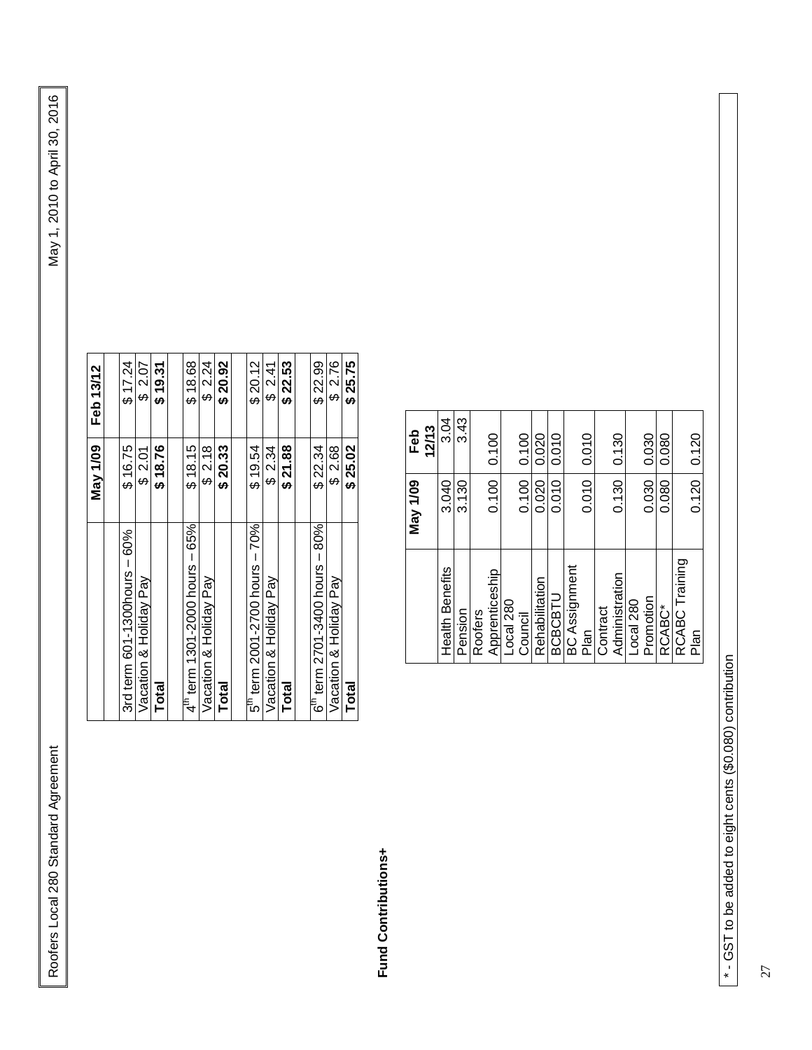| | May 1/09 | Feb 13/12 |
|---|---|---|
| | | |
| 3rd term 601-1300hours – 60% | $ 16.75 | $ 17.24 |
| Vacation & Holiday Pay | $ 2.01 | $ 2.07 |
| **Total** | **$ 18.76** | **$ 19.31** |
| | | |
| 4th term 1301-2000 hours – 65% | $ 18.15 | $ 18.68 |
| Vacation & Holiday Pay | $ 2.18 | $ 2.24 |
| **Total** | **$ 20.33** | **$ 20.92** |
| | | |
| 5th term 2001-2700 hours – 70% | $ 19.54 | $ 20.12 |
| Vacation & Holiday Pay | $ 2.34 | $ 2.41 |
| **Total** | **$ 21.88** | **$ 22.53** |
| | | |
| 6th term 2701-3400 hours – 80% | $ 22.34 | $ 22.99 |
| Vacation & Holiday Pay | $ 2.68 | $ 2.76 |
| **Total** | **$ 25.02** | **$ 25.75** |

**Fund Contributions+**

| | May 1/09 | Feb 12/13 |
|---|---|---|
| Health Benefits | 3.040 | 3.04 |
| Pension | 3.130 | 3.43 |
| Roofers Apprenticeship | 0.100 | 0.100 |
| Local 280 Council | 0.100 | 0.100 |
| Rehabilitation | 0.020 | 0.020 |
| BCBCTU | 0.010 | 0.010 |
| BC Assignment Plan | 0.010 | 0.010 |
| Contract Administration | 0.130 | 0.130 |
| Local 280 Promotion | 0.030 | 0.030 |
| RCABC* | 0.080 | 0.080 |
| RCABC Training Plan | 0.120 | 0.120 |

* - GST to be added to eight cents ($0.080) contribution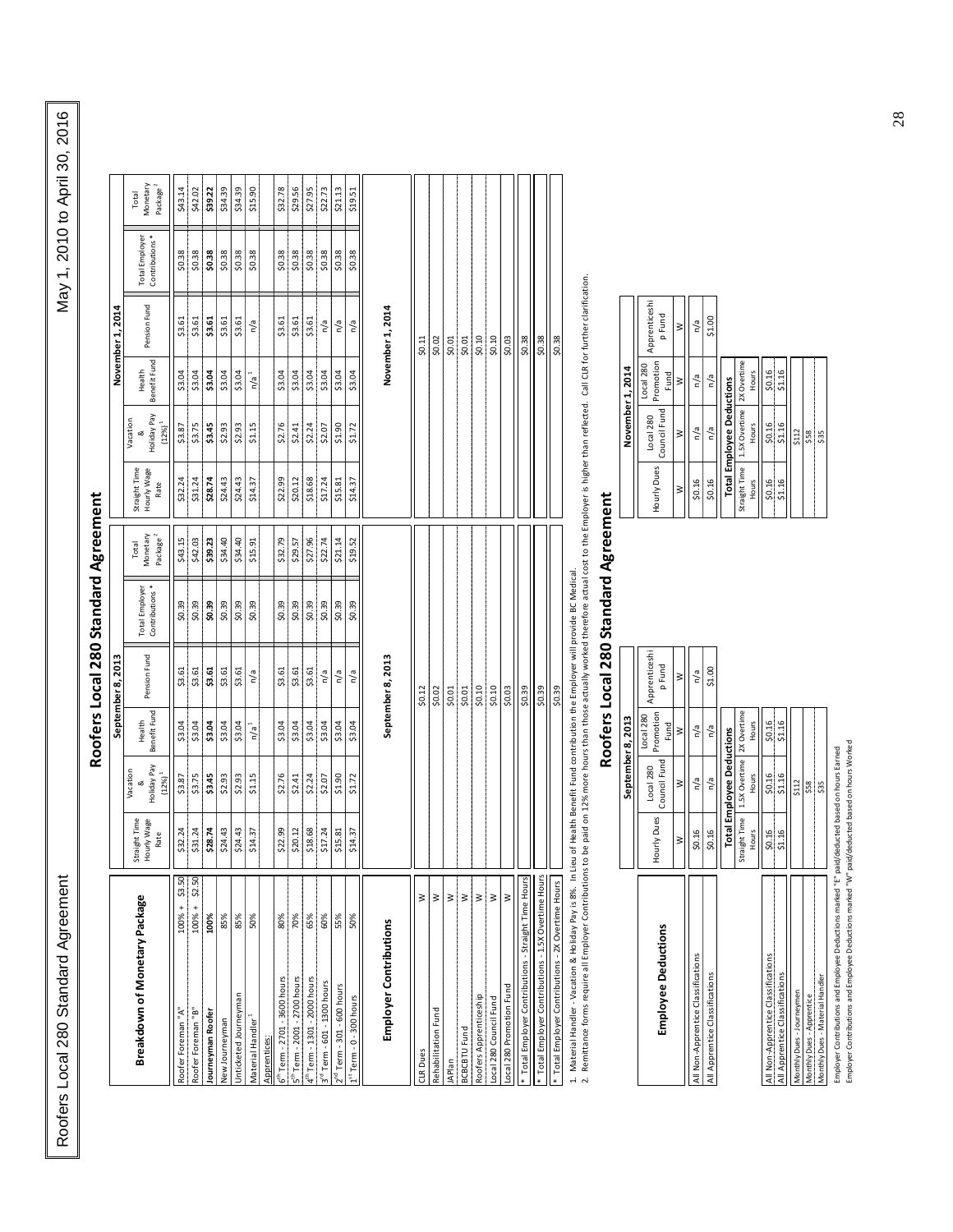# Roofers Local 280 Standard Agreement

| Breakdown of Monetary Package | | September 8, 2013 | | | | | | | November 1, 2014 | | | | | | |
|---|---|---|---|---|---|---|---|---|---|---|---|---|---|---|---|
| | | Straight Time Hourly Wage Rate | Vacation & Holiday Pay (12%)[1] | Health Benefit Fund | Pension Fund | Total Employer Contributions * | Total Monetary Package[2] | Straight Time Hourly Wage Rate | Vacation & Holiday Pay (12%)[1] | Health Benefit Fund | Pension Fund | Total Employer Contributions * | Total Monetary Package[2] |
| Roofer Foreman "A" | 100% + $3.50 | $32.24 | $3.87 | $3.04 | $3.61 | $0.39 | $43.15 | $32.24 | $3.87 | $3.04 | $3.61 | $0.38 | $43.14 |
| Roofer Foreman "B" | 100% + $2.50 | $31.24 | $3.75 | $3.04 | $3.61 | $0.39 | $42.03 | $31.24 | $3.75 | $3.04 | $3.61 | $0.38 | $42.02 |
| **Journeyman Roofer** | **100%** | **$28.74** | **$3.45** | **$3.04** | **$3.61** | **$0.39** | **$39.23** | **$28.74** | **$3.45** | **$3.04** | **$3.61** | **$0.38** | **$39.22** |
| New Journeyman | 85% | $24.43 | $2.93 | $3.04 | $3.61 | $0.39 | $34.40 | $24.43 | $2.93 | $3.04 | $3.61 | $0.38 | $34.39 |
| Unticketed Journeyman | 85% | $24.43 | $2.93 | $3.04 | $3.61 | $0.39 | $34.40 | $24.43 | $2.93 | $3.04 | $3.61 | $0.38 | $34.39 |
| Material Handler[1] | 50% | $14.37 | $1.15 | n/a[1] | n/a | $0.39 | $15.91 | $14.37 | $1.15 | n/a[1] | n/a | $0.38 | $15.90 |
| Apprentices: | | | | | | | | | | | | | |
| 6th Term - 2701 - 3600 hours | 80% | $22.99 | $2.76 | $3.04 | $3.61 | $0.39 | $32.79 | $22.99 | $2.76 | $3.04 | $3.61 | $0.38 | $32.78 |
| 5th Term - 2001 - 2700 hours | 70% | $20.12 | $2.41 | $3.04 | $3.61 | $0.39 | $29.57 | $20.12 | $2.41 | $3.04 | $3.61 | $0.38 | $29.56 |
| 4th Term - 1301 - 2000 hours | 65% | $18.68 | $2.24 | $3.04 | $3.61 | $0.39 | $27.96 | $18.68 | $2.24 | $3.04 | $3.61 | $0.38 | $27.95 |
| 3rd Term - 601 - 1300 hours | 60% | $17.24 | $2.07 | $3.04 | n/a | $0.39 | $22.74 | $17.24 | $2.07 | $3.04 | n/a | $0.38 | $22.73 |
| 2nd Term - 301 - 600 hours | 55% | $15.81 | $1.90 | $3.04 | n/a | $0.39 | $21.14 | $15.81 | $1.90 | $3.04 | n/a | $0.38 | $21.13 |
| 1st Term - 0 - 300 hours | 50% | $14.37 | $1.72 | $3.04 | n/a | $0.39 | $19.52 | $14.37 | $1.72 | $3.04 | n/a | $0.38 | $19.51 |

| Employer Contributions | | September 8, 2013 | November 1, 2014 |
|---|---|---|---|
| CLR Dues | W | $0.12 | $0.11 |
| Rehabilitation Fund | W | $0.02 | $0.02 |
| JAPlan | W | $0.01 | $0.01 |
| BCBCBTU Fund | W | $0.01 | $0.01 |
| Roofers Apprenticeship | W | $0.10 | $0.10 |
| Local 280 Council Fund | W | $0.10 | $0.10 |
| Local 280 Promotion Fund | W | $0.03 | $0.03 |
| * Total Employer Contributions - Straight Time Hours | | $0.39 | $0.38 |
| * Total Employer Contributions - 1.5X Overtime Hours | | $0.39 | $0.38 |
| * Total Employer Contributions - 2X Overtime Hours | | $0.39 | $0.38 |

1. Material Handler - Vacation & Holiday Pay is 8%. In Lieu of Health Benefit Fund contribution the Employer will provide BC Medical.
2. Remittance forms require all Employer Contributions to be paid on 12% more hours than those actually worked therefore actual cost to the Employer is higher than reflected. Call CLR for further clarification.

# Roofers Local 280 Standard Agreement

| Employee Deductions | September 8, 2013 | | | | November 1, 2014 | | | |
|---|---|---|---|---|---|---|---|---|
| | Hourly Dues | Local 280 Council Fund | Local 280 Promotion Fund | Apprenticeship Fund | Hourly Dues | Local 280 Council Fund | Local 280 Promotion Fund | Apprenticeship Fund |
| | W | W | W | W | W | W | W | W |
| All Non-Apprentice Classifications | $0.16 | n/a | n/a | n/a | $0.16 | n/a | n/a | n/a |
| All Apprentice Classifications | $0.16 | n/a | n/a | $1.00 | $0.16 | n/a | n/a | $1.00 |

| | September 8, 2013 Total Employee Deductions | | | November 1, 2014 Total Employee Deductions | | |
|---|---|---|---|---|---|---|
| | Straight Time Hours | 1.5X Overtime Hours | 2X Overtime Hours | Straight Time Hours | 1.5X Overtime Hours | 2X Overtime Hours |
| All Non-Apprentice Classifications | $0.16 | $0.16 | $0.16 | $0.16 | $0.16 | $0.16 |
| All Apprentice Classifications | $1.16 | $1.16 | $1.16 | $1.16 | $1.16 | $1.16 |
| Monthly Dues - Journeymen | | $112 | | | $112 | |
| Monthly Dues - Apprentice | | $58 | | | $58 | |
| Monthly Dues - Material Handler | | $35 | | | $35 | |

Employer Contributions and Employee Deductions marked "E" paid/deducted based on hours Earned
Employer Contributions and Employee Deductions marked "W" paid/deducted based on hours Worked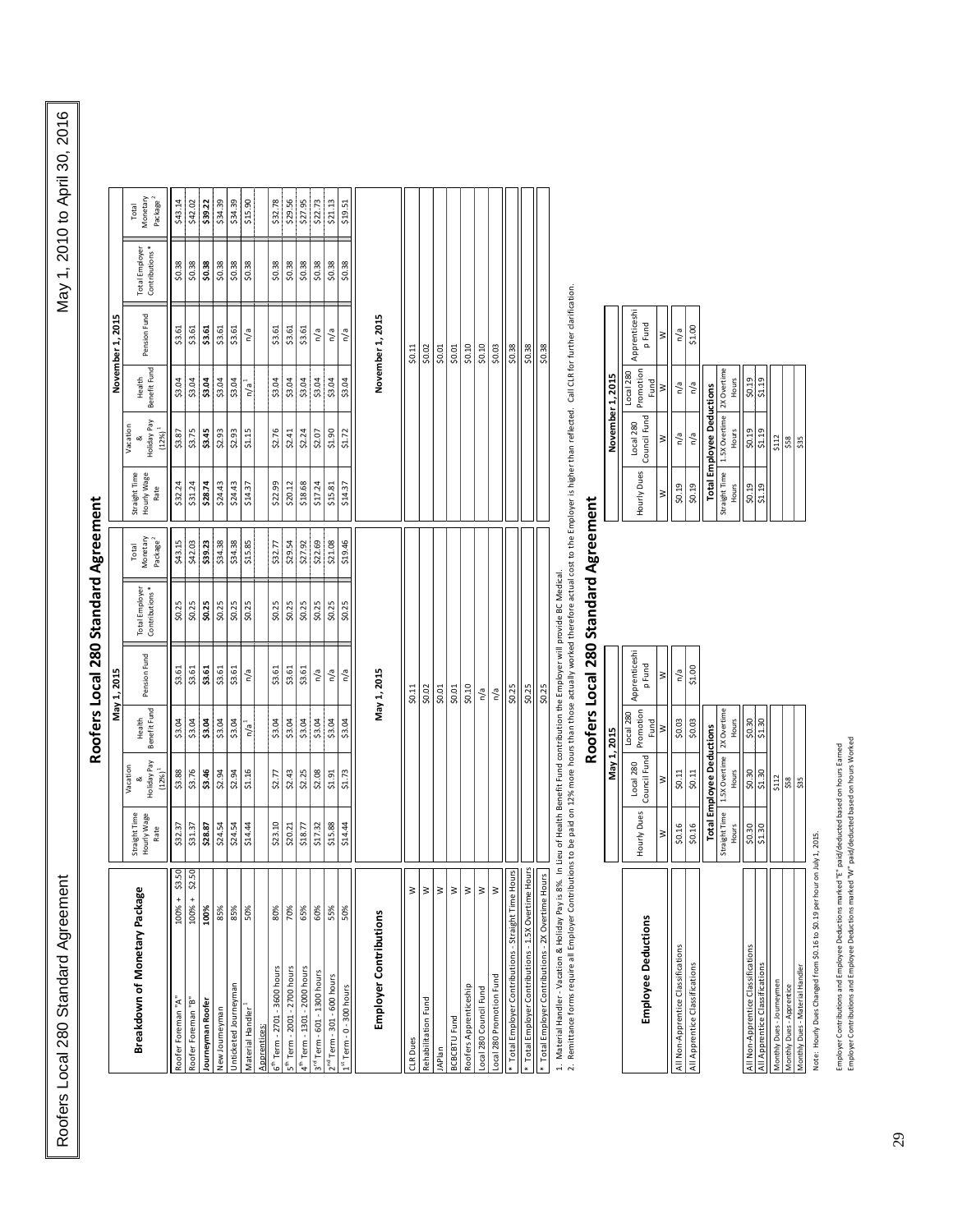# Roofers Local 280 Standard Agreement

| Breakdown of Monetary Package | | May 1, 2015 Straight Time Hourly Wage Rate | Vacation & Holiday Pay (12%)[1] | Health Benefit Fund | Pension Fund | Total Employer Contributions * | Total Monetary Package[2] | November 1, 2015 Straight Time Hourly Wage Rate | Vacation & Holiday Pay (12%) | Health Benefit Fund | Pension Fund | Total Employer Contributions * | Total Monetary Package[2] |
|---|---|---|---|---|---|---|---|---|---|---|---|---|---|
| Roofer Foreman "A" | 100% + $3.50 | $32.37 | $3.88 | $3.04 | $3.61 | $0.25 | $43.15 | $32.24 | $3.87 | $3.04 | $3.61 | $0.38 | $43.14 |
| Roofer Foreman "B" | 100% + $2.50 | $31.37 | $3.76 | $3.04 | $3.61 | $0.25 | $42.03 | $31.24 | $3.75 | $3.04 | $3.61 | $0.38 | $42.02 |
| **Journeyman Roofer** | **100%** | **$28.87** | **$3.46** | **$3.04** | **$3.61** | **$0.25** | **$39.23** | **$28.74** | **$3.45** | **$3.04** | **$3.61** | **$0.38** | **$39.22** |
| New Journeyman | 85% | $24.54 | $2.94 | $3.04 | $3.61 | $0.25 | $34.38 | $24.43 | $2.93 | $3.04 | $3.61 | $0.38 | $34.39 |
| Unticketed Journeyman | 85% | $24.54 | $2.94 | $3.04 | $3.61 | $0.25 | $34.38 | $24.43 | $2.93 | $3.04 | $3.61 | $0.38 | $34.39 |
| Material Handler[1] | 50% | $14.44 | $1.16 | n/a[1] | n/a | $0.25 | $15.85 | $14.37 | $1.15 | n/a[1] | n/a | $0.38 | $15.90 |
| Apprentices: | | | | | | | | | | | | | |
| 6th Term - 2701 - 3600 hours | 80% | $23.10 | $2.77 | $3.04 | $3.61 | $0.25 | $32.77 | $22.99 | $2.76 | $3.04 | $3.61 | $0.38 | $32.78 |
| 5th Term - 2001 - 2700 hours | 70% | $20.21 | $2.43 | $3.04 | $3.61 | $0.25 | $29.54 | $20.12 | $2.41 | $3.04 | $3.61 | $0.38 | $29.56 |
| 4th Term - 1301 - 2000 hours | 65% | $18.77 | $2.25 | $3.04 | $3.61 | $0.25 | $27.92 | $18.68 | $2.24 | $3.04 | $3.61 | $0.38 | $27.95 |
| 3rd Term - 601 - 1300 hours | 60% | $17.32 | $2.08 | $3.04 | n/a | $0.25 | $22.69 | $17.24 | $2.07 | $3.04 | n/a | $0.38 | $22.73 |
| 2nd Term - 301 - 600 hours | 55% | $15.88 | $1.91 | $3.04 | n/a | $0.25 | $21.08 | $15.81 | $1.90 | $3.04 | n/a | $0.38 | $21.13 |
| 1st Term - 0 - 300 hours | 50% | $14.44 | $1.73 | $3.04 | n/a | $0.25 | $19.46 | $14.37 | $1.72 | $3.04 | n/a | $0.38 | $19.51 |

| Employer Contributions | | May 1, 2015 | November 1, 2015 |
|---|---|---|---|
| CLR Dues | W | $0.11 | $0.11 |
| Rehabilitation Fund | W | $0.02 | $0.02 |
| JAPlan | W | $0.01 | $0.01 |
| BCBCBTU Fund | W | $0.01 | $0.01 |
| Roofers Apprenticeship | W | $0.10 | $0.10 |
| Local 280 Council Fund | W | n/a | $0.10 |
| Local 280 Promotion Fund | W | n/a | $0.03 |
| * Total Employer Contributions - Straight Time Hours | | $0.25 | $0.38 |
| * Total Employer Contributions - 1.5X Overtime Hours | | $0.25 | $0.38 |
| * Total Employer Contributions - 2X Overtime Hours | | $0.25 | $0.38 |

1. Material Handler - Vacation & Holiday Pay is 8%. In Lieu of Health Benefit Fund contribution the Employer will provide BC Medical.
2. Remittance forms require all Employer Contributions to be paid on 12% more hours than those actually worked therefore actual cost to the Employer is higher than reflected. Call CLR for further clarification.

# Roofers Local 280 Standard Agreement

| Employee Deductions | May 1, 2015 Hourly Dues | Local 280 Council Fund | Local 280 Promotion Fund | Apprenticeship Fund | November 1, 2015 Hourly Dues | Local 280 Council Fund | Local 280 Promotion Fund | Apprenticeship Fund |
|---|---|---|---|---|---|---|---|---|
| | W | W | W | W | W | W | W | W |
| All Non-Apprentice Classifications | $0.16 | $0.11 | $0.03 | n/a | $0.19 | n/a | n/a | n/a |
| All Apprentice Classifications | $0.16 | $0.11 | $0.03 | $1.00 | $0.19 | n/a | n/a | $1.00 |

| Total Employee Deductions | May 1, 2015 Straight Time Hours | 1.5X Overtime Hours | 2X Overtime Hours | November 1, 2015 Straight Time Hours | 1.5X Overtime Hours | 2X Overtime Hours |
|---|---|---|---|---|---|---|
| All Non-Apprentice Classifications | $0.30 | $0.30 | $0.30 | $0.19 | $0.19 | $0.19 |
| All Apprentice Classifications | $1.30 | $1.30 | $1.30 | $1.19 | $1.19 | $1.19 |
| Monthly Dues - Journeymen | | $112 | | | $112 | |
| Monthly Dues - Apprentice | | $58 | | | $58 | |
| Monthly Dues - Material Handler | | $35 | | | $35 | |

Note: Hourly Dues Changed from $0.16 to $0.19 per hour on July 1, 2015.

Employer Contributions and Employee Deductions marked "E" paid/deducted based on hours Earned
Employer Contributions and Employee Deductions marked "W" paid/deducted based on hours Worked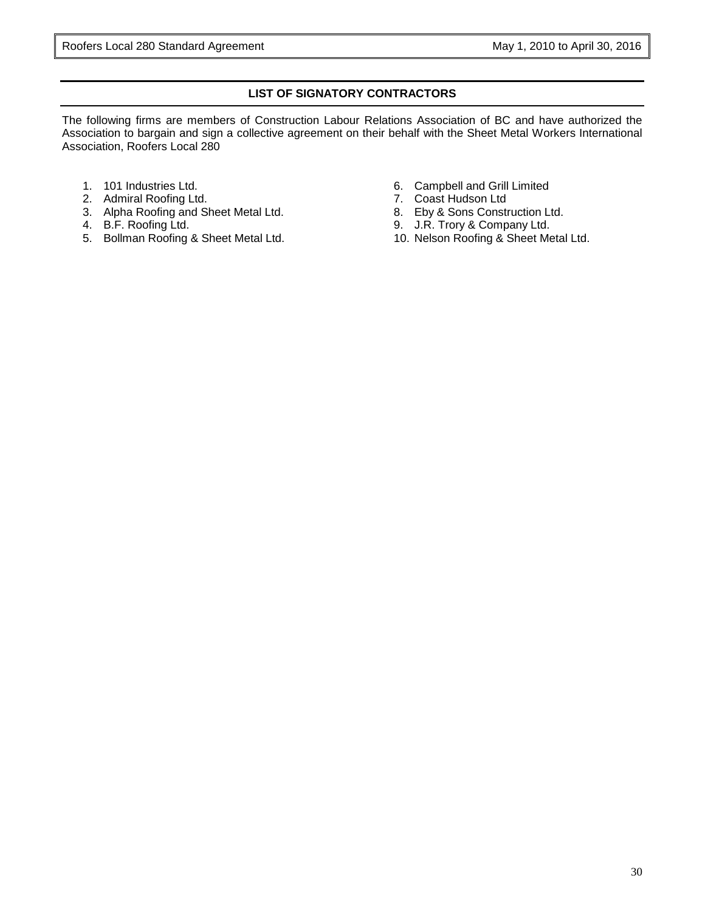## LIST OF SIGNATORY CONTRACTORS

The following firms are members of Construction Labour Relations Association of BC and have authorized the Association to bargain and sign a collective agreement on their behalf with the Sheet Metal Workers International Association, Roofers Local 280

1. 101 Industries Ltd.
2. Admiral Roofing Ltd.
3. Alpha Roofing and Sheet Metal Ltd.
4. B.F. Roofing Ltd.
5. Bollman Roofing & Sheet Metal Ltd.
6. Campbell and Grill Limited
7. Coast Hudson Ltd
8. Eby & Sons Construction Ltd.
9. J.R. Trory & Company Ltd.
10. Nelson Roofing & Sheet Metal Ltd.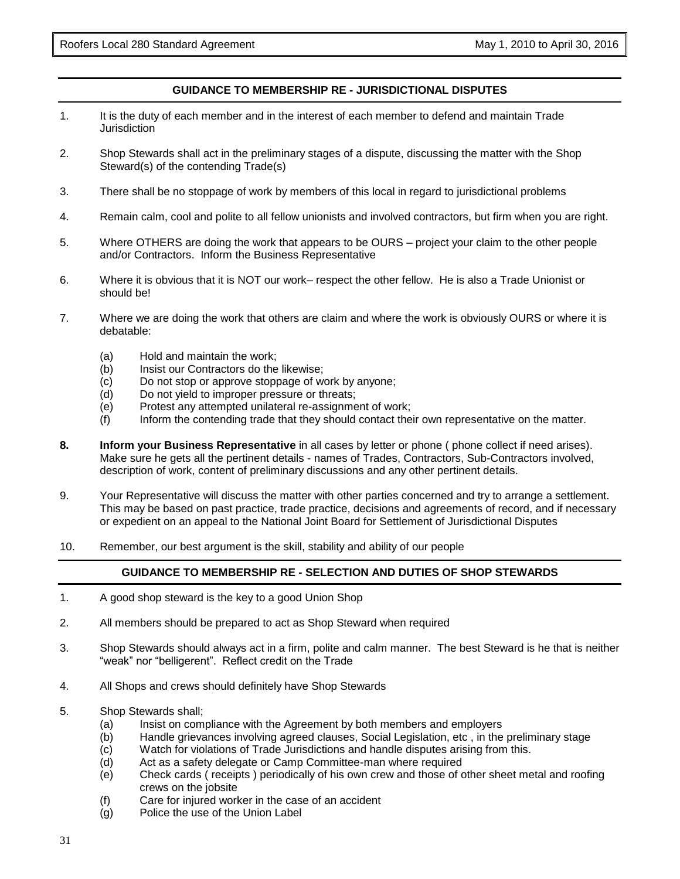## GUIDANCE TO MEMBERSHIP RE - JURISDICTIONAL DISPUTES

1. It is the duty of each member and in the interest of each member to defend and maintain Trade Jurisdiction

2. Shop Stewards shall act in the preliminary stages of a dispute, discussing the matter with the Shop Steward(s) of the contending Trade(s)

3. There shall be no stoppage of work by members of this local in regard to jurisdictional problems

4. Remain calm, cool and polite to all fellow unionists and involved contractors, but firm when you are right.

5. Where OTHERS are doing the work that appears to be OURS – project your claim to the other people and/or Contractors. Inform the Business Representative

6. Where it is obvious that it is NOT our work– respect the other fellow. He is also a Trade Unionist or should be!

7. Where we are doing the work that others are claim and where the work is obviously OURS or where it is debatable:

   (a) Hold and maintain the work;
   (b) Insist our Contractors do the likewise;
   (c) Do not stop or approve stoppage of work by anyone;
   (d) Do not yield to improper pressure or threats;
   (e) Protest any attempted unilateral re-assignment of work;
   (f) Inform the contending trade that they should contact their own representative on the matter.

**8.** **Inform your Business Representative** in all cases by letter or phone ( phone collect if need arises). Make sure he gets all the pertinent details - names of Trades, Contractors, Sub-Contractors involved, description of work, content of preliminary discussions and any other pertinent details.

9. Your Representative will discuss the matter with other parties concerned and try to arrange a settlement. This may be based on past practice, trade practice, decisions and agreements of record, and if necessary or expedient on an appeal to the National Joint Board for Settlement of Jurisdictional Disputes

10. Remember, our best argument is the skill, stability and ability of our people

## GUIDANCE TO MEMBERSHIP RE - SELECTION AND DUTIES OF SHOP STEWARDS

1. A good shop steward is the key to a good Union Shop

2. All members should be prepared to act as Shop Steward when required

3. Shop Stewards should always act in a firm, polite and calm manner. The best Steward is he that is neither "weak" nor "belligerent". Reflect credit on the Trade

4. All Shops and crews should definitely have Shop Stewards

5. Shop Stewards shall;
   (a) Insist on compliance with the Agreement by both members and employers
   (b) Handle grievances involving agreed clauses, Social Legislation, etc , in the preliminary stage
   (c) Watch for violations of Trade Jurisdictions and handle disputes arising from this.
   (d) Act as a safety delegate or Camp Committee-man where required
   (e) Check cards ( receipts ) periodically of his own crew and those of other sheet metal and roofing crews on the jobsite
   (f) Care for injured worker in the case of an accident
   (g) Police the use of the Union Label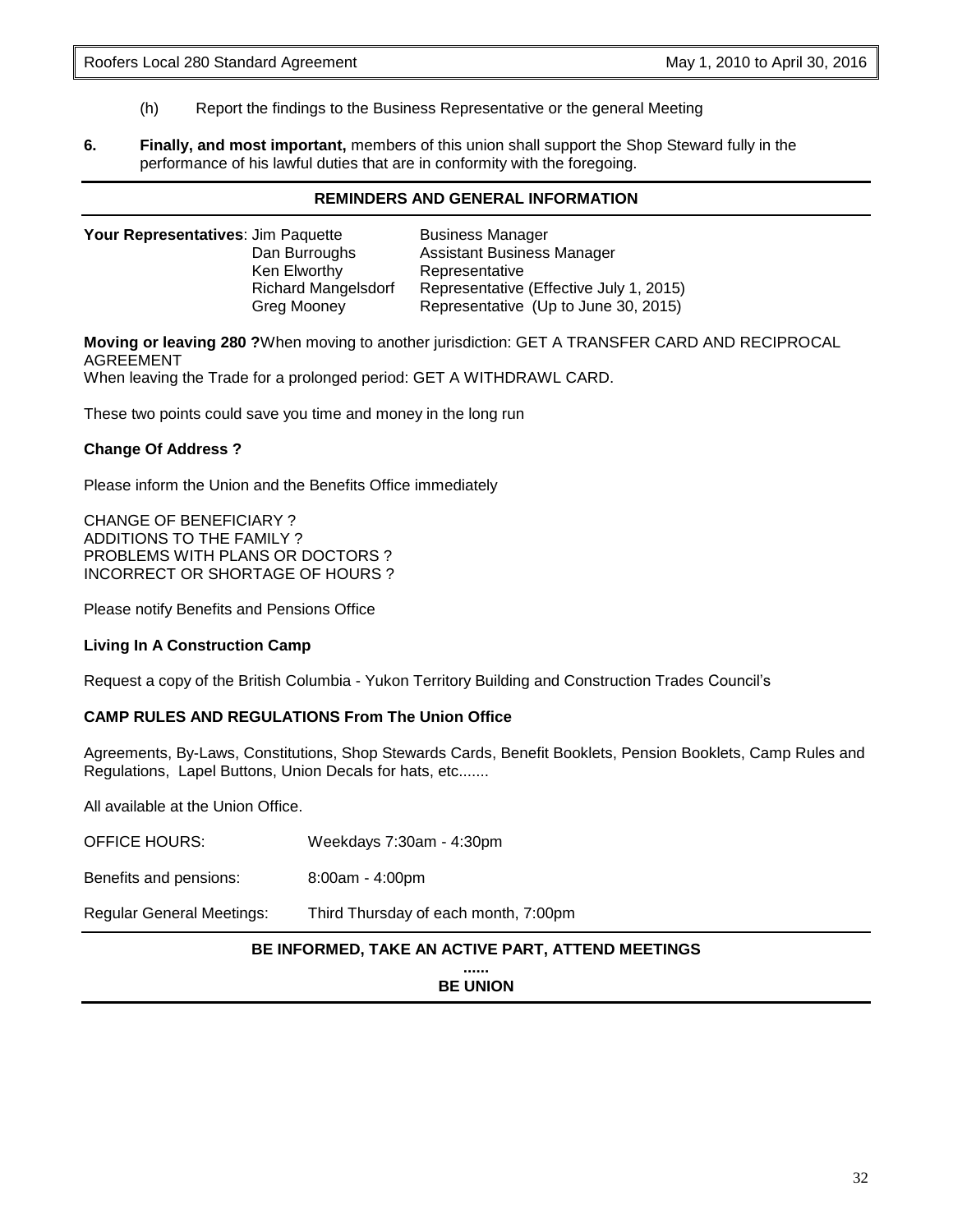(h) Report the findings to the Business Representative or the general Meeting

**6.** **Finally, and most important,** members of this union shall support the Shop Steward fully in the performance of his lawful duties that are in conformity with the foregoing.

## REMINDERS AND GENERAL INFORMATION

| | | |
|---|---|---|
| **Your Representatives**: | Jim Paquette | Business Manager |
| | Dan Burroughs | Assistant Business Manager |
| | Ken Elworthy | Representative |
| | Richard Mangelsdorf | Representative (Effective July 1, 2015) |
| | Greg Mooney | Representative (Up to June 30, 2015) |

**Moving or leaving 280 ?**When moving to another jurisdiction: GET A TRANSFER CARD AND RECIPROCAL AGREEMENT
When leaving the Trade for a prolonged period: GET A WITHDRAWL CARD.

These two points could save you time and money in the long run

**Change Of Address ?**

Please inform the Union and the Benefits Office immediately

CHANGE OF BENEFICIARY ?
ADDITIONS TO THE FAMILY ?
PROBLEMS WITH PLANS OR DOCTORS ?
INCORRECT OR SHORTAGE OF HOURS ?

Please notify Benefits and Pensions Office

**Living In A Construction Camp**

Request a copy of the British Columbia - Yukon Territory Building and Construction Trades Council's

**CAMP RULES AND REGULATIONS From The Union Office**

Agreements, By-Laws, Constitutions, Shop Stewards Cards, Benefit Booklets, Pension Booklets, Camp Rules and Regulations, Lapel Buttons, Union Decals for hats, etc.......

All available at the Union Office.

| | |
|---|---|
| OFFICE HOURS: | Weekdays 7:30am - 4:30pm |
| Benefits and pensions: | 8:00am - 4:00pm |
| Regular General Meetings: | Third Thursday of each month, 7:00pm |

**BE INFORMED, TAKE AN ACTIVE PART, ATTEND MEETINGS**

**......**

**BE UNION**